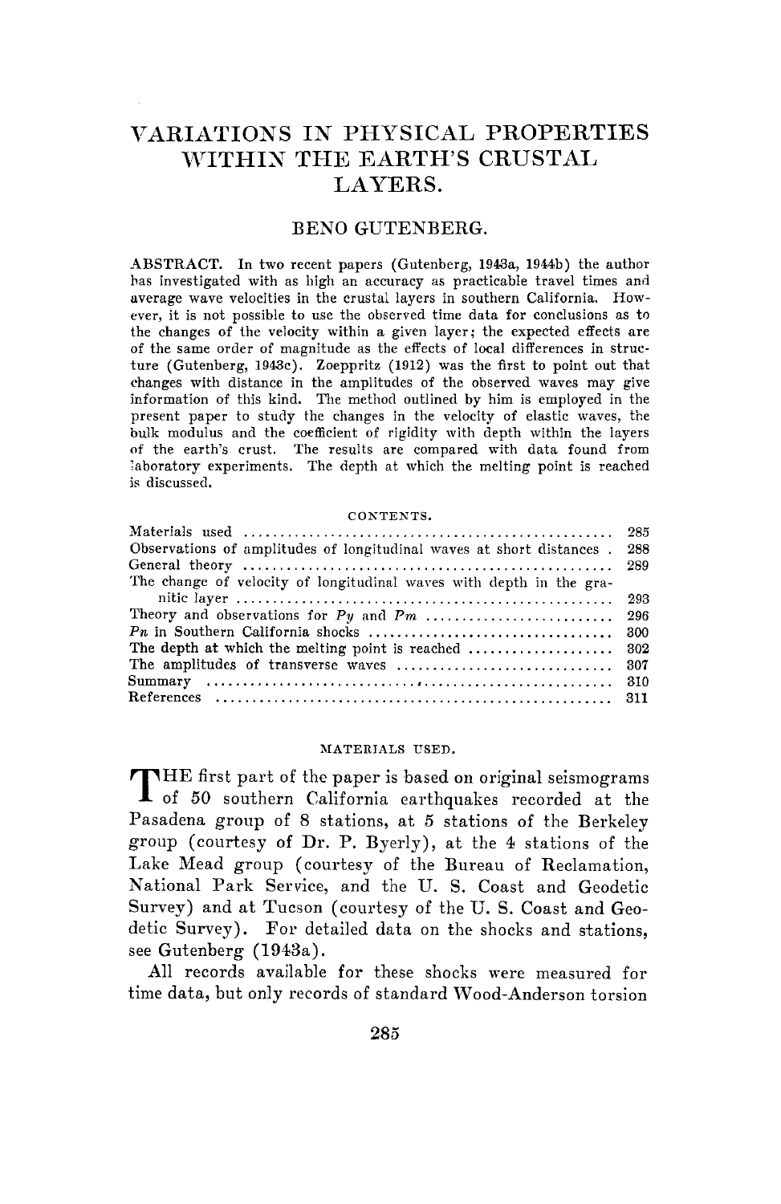# VARIATIONS IN PHYSICAL PROPERTIES WITHIN THE EARTH'S CRUSTAL LAYERS.

## BENO GUTENBERG.

ABSTRACT. In two recent papers (Gutenberg, 1943a, 1944b) the author has investigated with as high an accuracy as practicable travel times and average wave velocities in the crustal layers in southern California. However, it is not possible to use the observed time data for conclusions as to the changes of the velocity within a given layer; the expected effects are of the same order of magnitude as the effects of local differences in structure (Gutenberg, 1943c). Zoeppritz (1912) was the first to point out that changes with distance in the amplitudes of the observed waves may give information of this kind. The method outlined by him is employed in the present paper to study the changes in the velocity of elastic waves, the bulk modulus and the coefficient of rigidity with depth within the layers of the earth's crust. The results are compared with data found from laboratory experiments. The depth at which the melting point is reached is discussed.

CONTENTS.

| | |
|---|---|
| Materials used | 285 |
| Observations of amplitudes of longitudinal waves at short distances | 288 |
| General theory | 289 |
| The change of velocity of longitudinal waves with depth in the granitic layer | 293 |
| Theory and observations for *Py* and *Pm* | 296 |
| *Pn* in Southern California shocks | 300 |
| The depth at which the melting point is reached | 302 |
| The amplitudes of transverse waves | 307 |
| Summary | 310 |
| References | 311 |

## MATERIALS USED.

THE first part of the paper is based on original seismograms of 50 southern California earthquakes recorded at the Pasadena group of 8 stations, at 5 stations of the Berkeley group (courtesy of Dr. P. Byerly), at the 4 stations of the Lake Mead group (courtesy of the Bureau of Reclamation, National Park Service, and the U. S. Coast and Geodetic Survey) and at Tucson (courtesy of the U. S. Coast and Geodetic Survey). For detailed data on the shocks and stations, see Gutenberg (1943a).

All records available for these shocks were measured for time data, but only records of standard Wood-Anderson torsion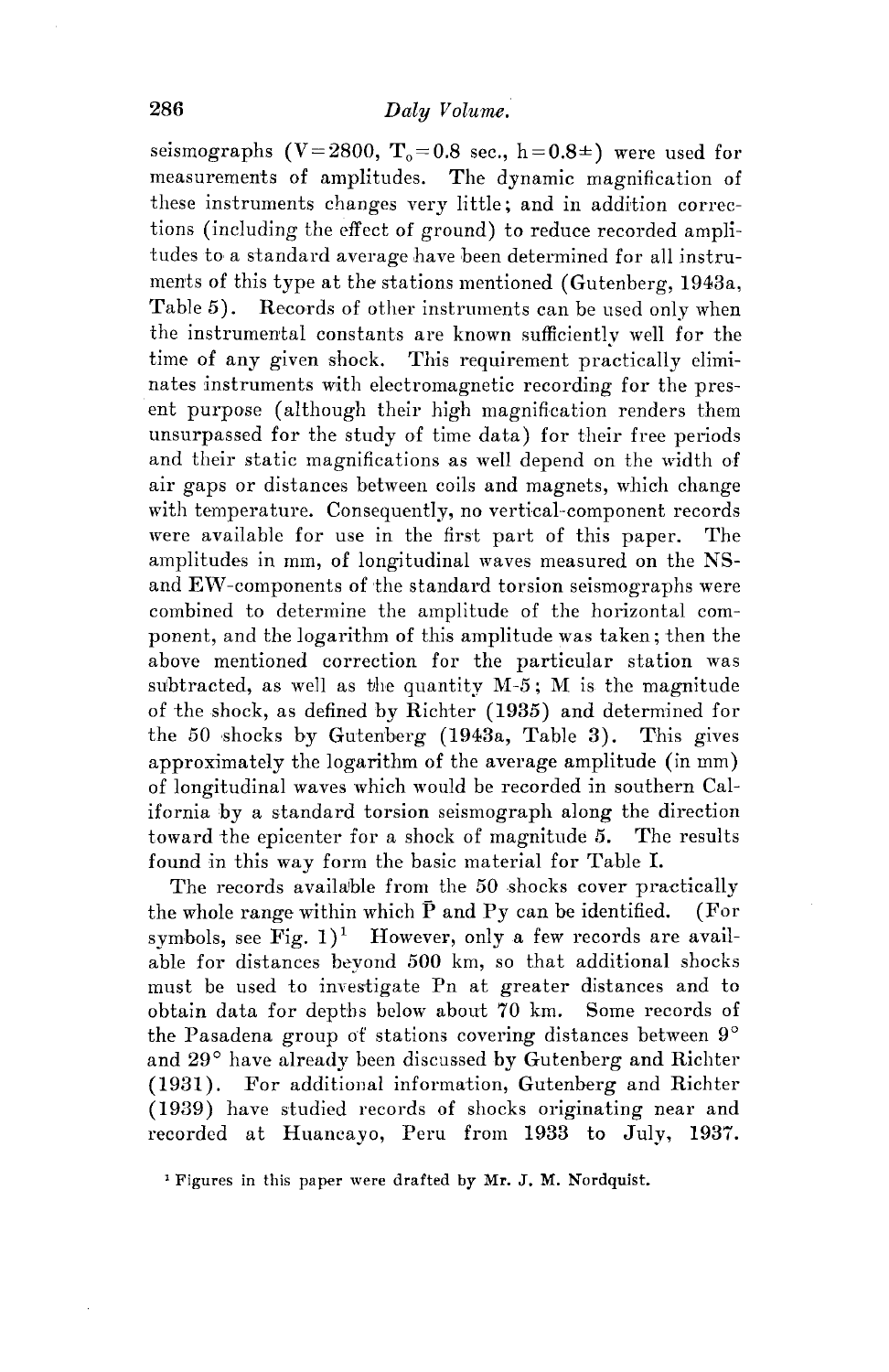seismographs ($V=2800$, $T_0=0.8$ sec., $h=0.8\pm$) were used for measurements of amplitudes. The dynamic magnification of these instruments changes very little; and in addition corrections (including the effect of ground) to reduce recorded amplitudes to a standard average have been determined for all instruments of this type at the stations mentioned (Gutenberg, 1943a, Table 5). Records of other instruments can be used only when the instrumental constants are known sufficiently well for the time of any given shock. This requirement practically eliminates instruments with electromagnetic recording for the present purpose (although their high magnification renders them unsurpassed for the study of time data) for their free periods and their static magnifications as well depend on the width of air gaps or distances between coils and magnets, which change with temperature. Consequently, no vertical-component records were available for use in the first part of this paper. The amplitudes in mm, of longitudinal waves measured on the NS- and EW-components of the standard torsion seismographs were combined to determine the amplitude of the horizontal component, and the logarithm of this amplitude was taken; then the above mentioned correction for the particular station was subtracted, as well as the quantity M-5; M is the magnitude of the shock, as defined by Richter (1935) and determined for the 50 shocks by Gutenberg (1943a, Table 3). This gives approximately the logarithm of the average amplitude (in mm) of longitudinal waves which would be recorded in southern California by a standard torsion seismograph along the direction toward the epicenter for a shock of magnitude 5. The results found in this way form the basic material for Table I.

The records available from the 50 shocks cover practically the whole range within which $\bar{P}$ and Py can be identified. (For symbols, see Fig. 1)[1] However, only a few records are available for distances beyond 500 km, so that additional shocks must be used to investigate Pn at greater distances and to obtain data for depths below about 70 km. Some records of the Pasadena group of stations covering distances between 9° and 29° have already been discussed by Gutenberg and Richter (1931). For additional information, Gutenberg and Richter (1939) have studied records of shocks originating near and recorded at Huancayo, Peru from 1933 to July, 1937.

[1] Figures in this paper were drafted by Mr. J. M. Nordquist.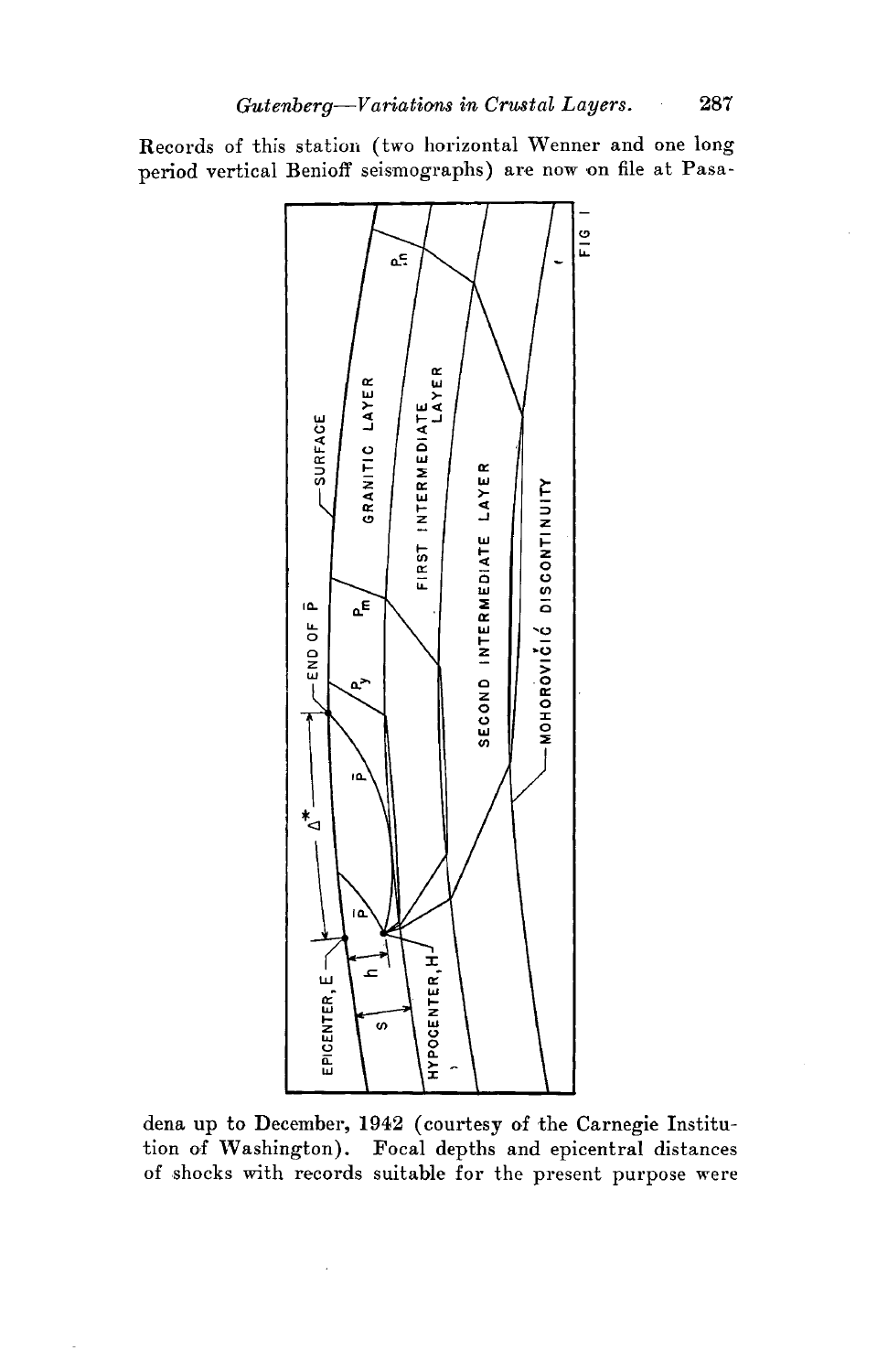Records of this station (two horizontal Wenner and one long period vertical Benioff seismographs) are now on file at Pasadena up to December, 1942 (courtesy of the Carnegie Institution of Washington). Focal depths and epicentral distances of shocks with records suitable for the present purpose were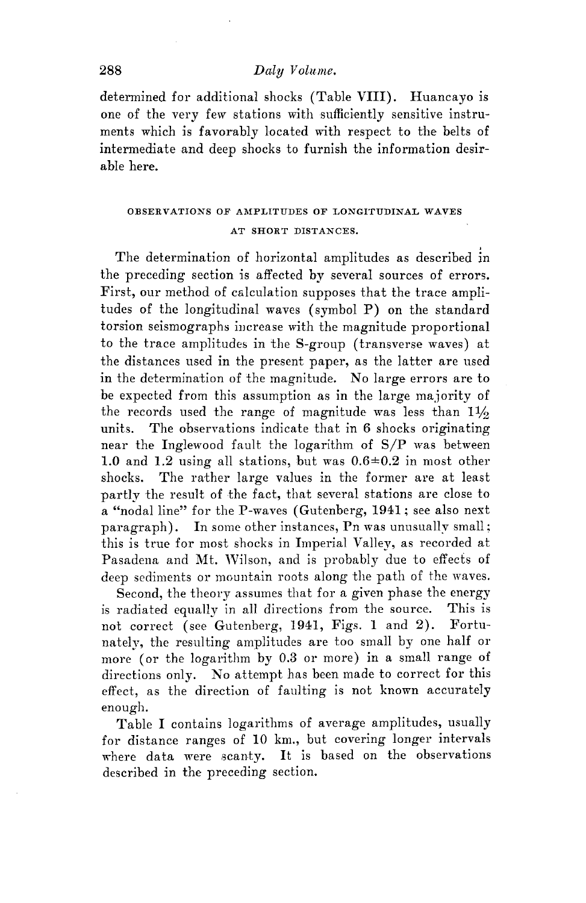determined for additional shocks (Table VIII). Huancayo is one of the very few stations with sufficiently sensitive instruments which is favorably located with respect to the belts of intermediate and deep shocks to furnish the information desirable here.

## OBSERVATIONS OF AMPLITUDES OF LONGITUDINAL WAVES AT SHORT DISTANCES.

The determination of horizontal amplitudes as described in the preceding section is affected by several sources of errors. First, our method of calculation supposes that the trace amplitudes of the longitudinal waves (symbol P) on the standard torsion seismographs increase with the magnitude proportional to the trace amplitudes in the S-group (transverse waves) at the distances used in the present paper, as the latter are used in the determination of the magnitude. No large errors are to be expected from this assumption as in the large majority of the records used the range of magnitude was less than $1\frac{1}{2}$ units. The observations indicate that in 6 shocks originating near the Inglewood fault the logarithm of S/P was between 1.0 and 1.2 using all stations, but was $0.6 \pm 0.2$ in most other shocks. The rather large values in the former are at least partly the result of the fact, that several stations are close to a "nodal line" for the P-waves (Gutenberg, 1941; see also next paragraph). In some other instances, Pn was unusually small; this is true for most shocks in Imperial Valley, as recorded at Pasadena and Mt. Wilson, and is probably due to effects of deep sediments or mountain roots along the path of the waves.

Second, the theory assumes that for a given phase the energy is radiated equally in all directions from the source. This is not correct (see Gutenberg, 1941, Figs. 1 and 2). Fortunately, the resulting amplitudes are too small by one half or more (or the logarithm by 0.3 or more) in a small range of directions only. No attempt has been made to correct for this effect, as the direction of faulting is not known accurately enough.

Table I contains logarithms of average amplitudes, usually for distance ranges of 10 km., but covering longer intervals where data were scanty. It is based on the observations described in the preceding section.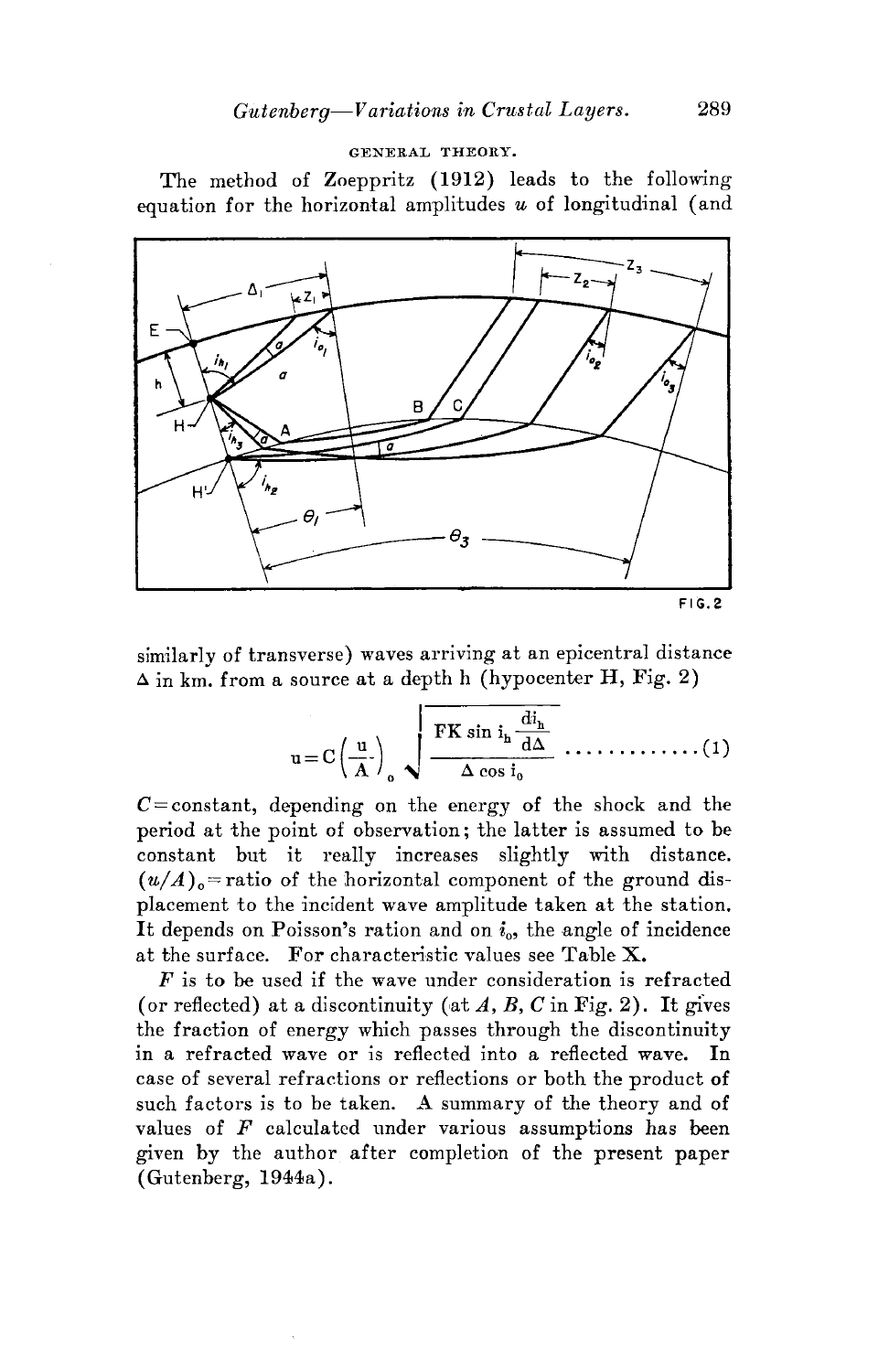## GENERAL THEORY.

The method of Zoeppritz (1912) leads to the following equation for the horizontal amplitudes $u$ of longitudinal (and similarly of transverse) waves arriving at an epicentral distance $\Delta$ in km. from a source at a depth h (hypocenter H, Fig. 2)

$$u = C\left(\frac{u}{A}\right)_0 \sqrt{\frac{FK \sin i_h \frac{di_h}{d\Delta}}{\Delta \cos i_0}} \quad \ldots\ldots\ldots\ldots\ldots (1)$$

$C$ = constant, depending on the energy of the shock and the period at the point of observation; the latter is assumed to be constant but it really increases slightly with distance. $(u/A)_0$ = ratio of the horizontal component of the ground displacement to the incident wave amplitude taken at the station. It depends on Poisson's ration and on $i_0$, the angle of incidence at the surface. For characteristic values see Table X.

$F$ is to be used if the wave under consideration is refracted (or reflected) at a discontinuity (at $A$, $B$, $C$ in Fig. 2). It gives the fraction of energy which passes through the discontinuity in a refracted wave or is reflected into a reflected wave. In case of several refractions or reflections or both the product of such factors is to be taken. A summary of the theory and of values of $F$ calculated under various assumptions has been given by the author after completion of the present paper (Gutenberg, 1944a).

FIG. 2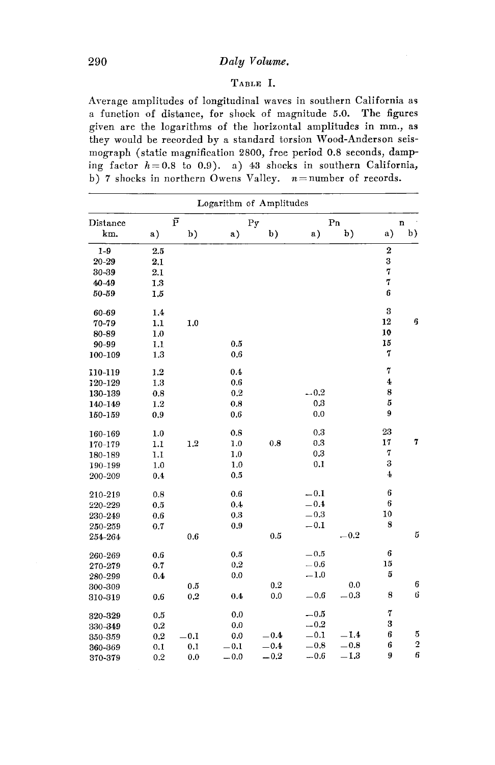TABLE I.

Average amplitudes of longitudinal waves in southern California as a function of distance, for shock of magnitude 5.0. The figures given are the logarithms of the horizontal amplitudes in mm., as they would be recorded by a standard torsion Wood-Anderson seismograph (static magnification 2800, free period 0.8 seconds, damping factor $h = 0.8$ to $0.9$). a) 43 shocks in southern California, b) 7 shocks in northern Owens Valley. $n$ = number of records.

| | Logarithm of Amplitudes | | | | | | | |
|---|---|---|---|---|---|---|---|---|
| Distance | $\bar{P}$ | | Py | | Pn | | n | |
| km. | a) | b) | a) | b) | a) | b) | a) | b) |
| 1-9 | 2.5 | | | | | | 2 | |
| 20-29 | 2.1 | | | | | | 3 | |
| 30-39 | 2.1 | | | | | | 7 | |
| 40-49 | 1.3 | | | | | | 7 | |
| 50-59 | 1.5 | | | | | | 6 | |
| 60-69 | 1.4 | | | | | | 3 | |
| 70-79 | 1.1 | 1.0 | | | | | 12 | 6 |
| 80-89 | 1.0 | | | | | | 10 | |
| 90-99 | 1.1 | | 0.5 | | | | 15 | |
| 100-109 | 1.3 | | 0.6 | | | | 7 | |
| 110-119 | 1.2 | | 0.4 | | | | 7 | |
| 120-129 | 1.3 | | 0.6 | | | | 4 | |
| 130-139 | 0.8 | | 0.2 | | –0.2 | | 8 | |
| 140-149 | 1.2 | | 0.8 | | 0.3 | | 5 | |
| 150-159 | 0.9 | | 0.6 | | 0.0 | | 9 | |
| 160-169 | 1.0 | | 0.8 | | 0.3 | | 23 | |
| 170-179 | 1.1 | 1.2 | 1.0 | 0.8 | 0.3 | | 17 | 7 |
| 180-189 | 1.1 | | 1.0 | | 0.3 | | 7 | |
| 190-199 | 1.0 | | 1.0 | | 0.1 | | 3 | |
| 200-209 | 0.4 | | 0.5 | | | | 4 | |
| 210-219 | 0.8 | | 0.6 | | –0.1 | | 6 | |
| 220-229 | 0.5 | | 0.4 | | –0.4 | | 6 | |
| 230-249 | 0.6 | | 0.3 | | –0.3 | | 10 | |
| 250-259 | 0.7 | | 0.9 | | –0.1 | | 8 | |
| 254-264 | | 0.6 | | 0.5 | | –0.2 | | 5 |
| 260-269 | 0.6 | | 0.5 | | –0.5 | | 6 | |
| 270-279 | 0.7 | | 0.2 | | –0.6 | | 15 | |
| 280-299 | 0.4 | | 0.0 | | –1.0 | | 5 | |
| 300-309 | | 0.5 | | 0.2 | | 0.0 | | 6 |
| 310-319 | 0.6 | 0.2 | 0.4 | 0.0 | –0.6 | –0.3 | 8 | 6 |
| 320-329 | 0.5 | | 0.0 | | –0.5 | | 7 | |
| 330-349 | 0.2 | | 0.0 | | –0.2 | | 3 | |
| 350-359 | 0.2 | –0.1 | 0.0 | –0.4 | –0.1 | –1.4 | 6 | 5 |
| 360-369 | 0.1 | 0.1 | –0.1 | –0.4 | –0.8 | –0.8 | 6 | 2 |
| 370-379 | 0.2 | 0.0 | –0.0 | –0.2 | –0.6 | –1.3 | 9 | 6 |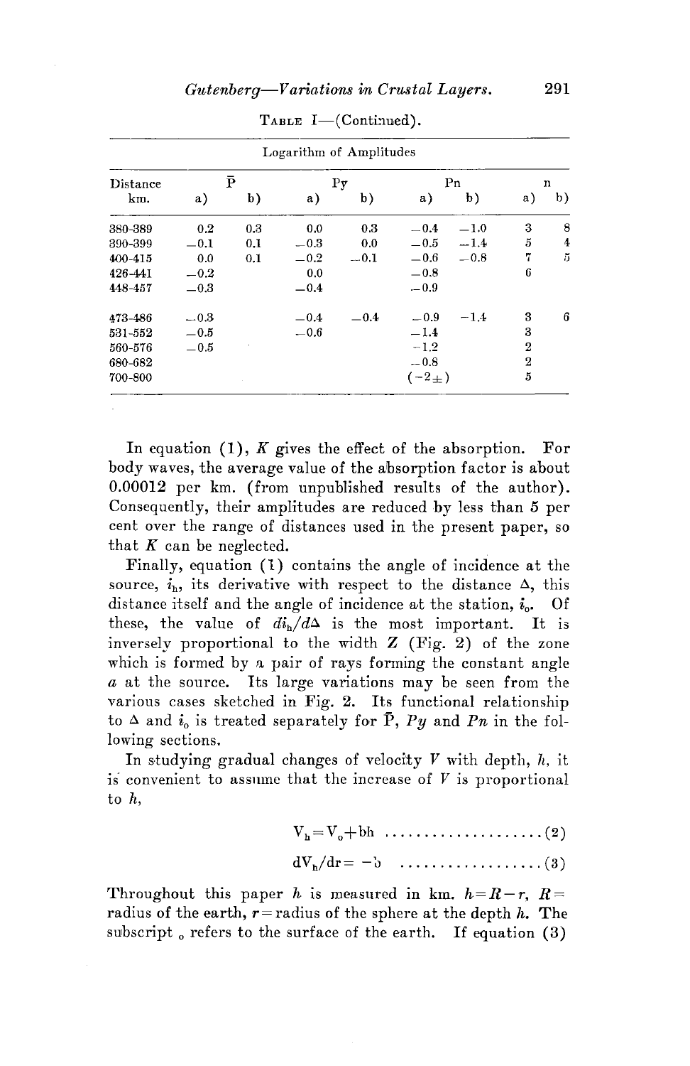TABLE I—(Continued).

| Logarithm of Amplitudes | | | | | | | | |
|---|---|---|---|---|---|---|---|---|
| Distance km. | $\bar{P}$ a) | $\bar{P}$ b) | Py a) | Py b) | Pn a) | Pn b) | n a) | n b) |
| 380-389 | 0.2 | 0.3 | 0.0 | 0.3 | −0.4 | −1.0 | 3 | 8 |
| 390-399 | −0.1 | 0.1 | −0.3 | 0.0 | −0.5 | −1.4 | 5 | 4 |
| 400-415 | 0.0 | 0.1 | −0.2 | −0.1 | −0.6 | −0.8 | 7 | 5 |
| 426-441 | −0.2 | | 0.0 | | −0.8 | | 6 | |
| 448-457 | −0.3 | | −0.4 | | −0.9 | | | |
| 473-486 | −0.3 | | −0.4 | −0.4 | −0.9 | −1.4 | 3 | 6 |
| 531-552 | −0.5 | | −0.6 | | −1.4 | | 3 | |
| 560-576 | −0.5 | | | | −1.2 | | 2 | |
| 680-682 | | | | | −0.8 | | 2 | |
| 700-800 | | | | | (−2±) | | 5 | |

In equation (1), $K$ gives the effect of the absorption. For body waves, the average value of the absorption factor is about 0.00012 per km. (from unpublished results of the author). Consequently, their amplitudes are reduced by less than 5 per cent over the range of distances used in the present paper, so that $K$ can be neglected.

Finally, equation (1) contains the angle of incidence at the source, $i_h$, its derivative with respect to the distance $\Delta$, this distance itself and the angle of incidence at the station, $i_o$. Of these, the value of $di_h/d\Delta$ is the most important. It is inversely proportional to the width $Z$ (Fig. 2) of the zone which is formed by a pair of rays forming the constant angle $a$ at the source. Its large variations may be seen from the various cases sketched in Fig. 2. Its functional relationship to $\Delta$ and $i_o$ is treated separately for $\bar{P}$, $Py$ and $Pn$ in the following sections.

In studying gradual changes of velocity $V$ with depth, $h$, it is convenient to assume that the increase of $V$ is proportional to $h$,

$$V_h = V_o + bh \qquad (2)$$

$$dV_h/dr = -b \qquad (3)$$

Throughout this paper $h$ is measured in km. $h = R - r$, $R$ = radius of the earth, $r$ = radius of the sphere at the depth $h$. The subscript $_o$ refers to the surface of the earth. If equation (3)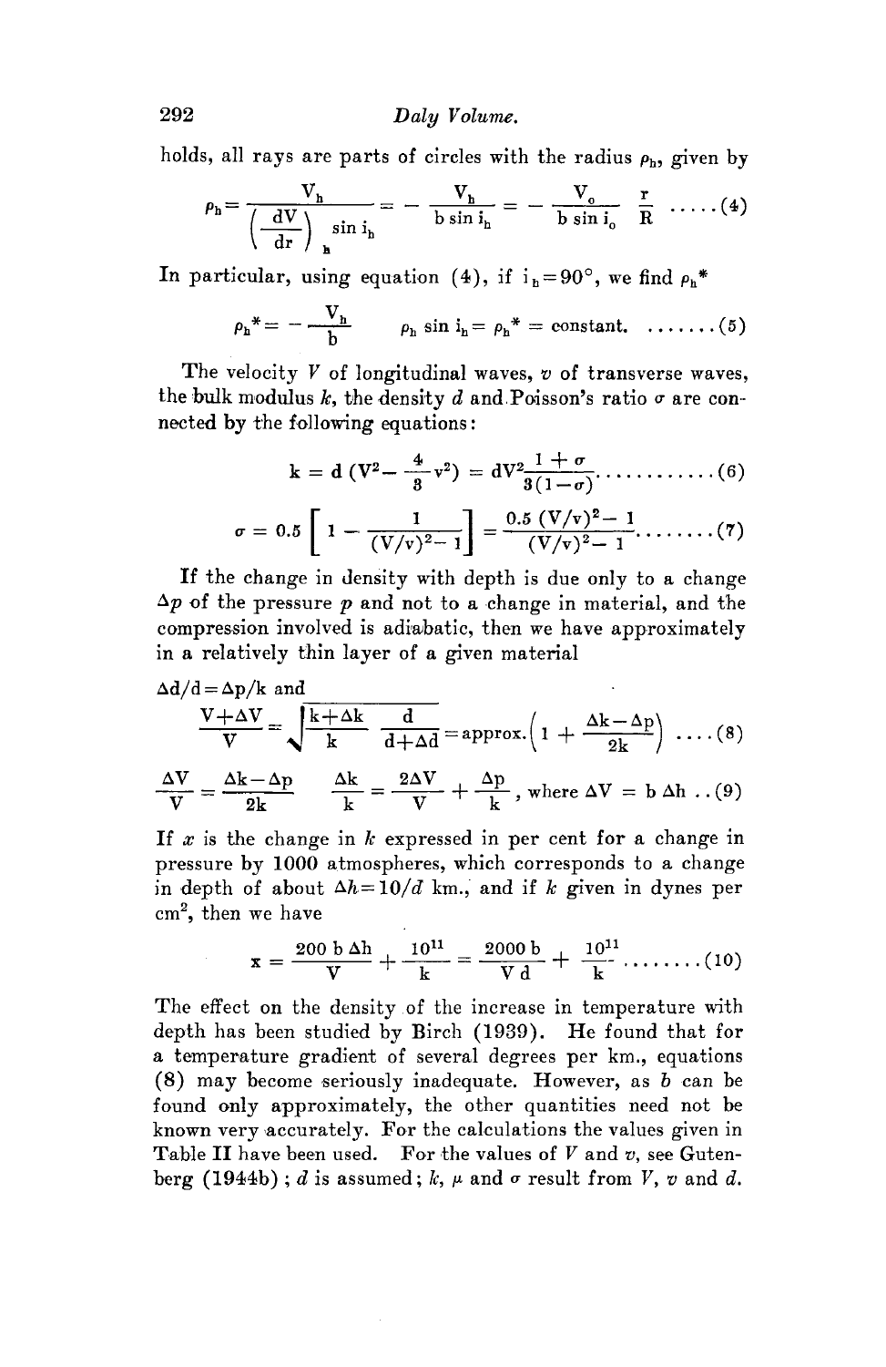holds, all rays are parts of circles with the radius $\rho_h$, given by

$$\rho_h = \frac{V_h}{\left(\frac{dV}{dr}\right)_h \sin i_h} = -\frac{V_h}{b \sin i_h} = -\frac{V_o}{b \sin i_o} \frac{r}{R} \quad \ldots\ldots(4)$$

In particular, using equation (4), if $i_h = 90°$, we find $\rho_h{}^*$

$$\rho_h{}^* = -\frac{V_h}{b} \qquad \rho_h \sin i_h = \rho_h{}^* = \text{constant.} \quad \ldots\ldots(5)$$

The velocity $V$ of longitudinal waves, $v$ of transverse waves, the bulk modulus $k$, the density $d$ and Poisson's ratio $\sigma$ are connected by the following equations:

$$k = d\left(V^2 - \frac{4}{3}v^2\right) = dV^2 \frac{1+\sigma}{3(1-\sigma)} \quad \ldots\ldots(6)$$

$$\sigma = 0.5\left[1 - \frac{1}{(V/v)^2 - 1}\right] = \frac{0.5\,(V/v)^2 - 1}{(V/v)^2 - 1} \quad \ldots\ldots(7)$$

If the change in density with depth is due only to a change $\Delta p$ of the pressure $p$ and not to a change in material, and the compression involved is adiabatic, then we have approximately in a relatively thin layer of a given material

$\Delta d/d = \Delta p/k$ and

$$\frac{V + \Delta V}{V} = \sqrt{\frac{k + \Delta k}{k} \frac{d}{d + \Delta d}} = \text{approx.}\left(1 + \frac{\Delta k - \Delta p}{2k}\right) \quad \ldots(8)$$

$$\frac{\Delta V}{V} = \frac{\Delta k - \Delta p}{2k} \qquad \frac{\Delta k}{k} = \frac{2\Delta V}{V} + \frac{\Delta p}{k}, \text{ where } \Delta V = b\,\Delta h \quad \ldots(9)$$

If $x$ is the change in $k$ expressed in per cent for a change in pressure by 1000 atmospheres, which corresponds to a change in depth of about $\Delta h = 10/d$ km., and if $k$ given in dynes per $cm^2$, then we have

$$x = \frac{200\,b\,\Delta h}{V} + \frac{10^{11}}{k} = \frac{2000\,b}{V\,d} + \frac{10^{11}}{k} \quad \ldots\ldots(10)$$

The effect on the density of the increase in temperature with depth has been studied by Birch (1939). He found that for a temperature gradient of several degrees per km., equations (8) may become seriously inadequate. However, as $b$ can be found only approximately, the other quantities need not be known very accurately. For the calculations the values given in Table II have been used. For the values of $V$ and $v$, see Gutenberg (1944b); $d$ is assumed; $k$, $\mu$ and $\sigma$ result from $V$, $v$ and $d$.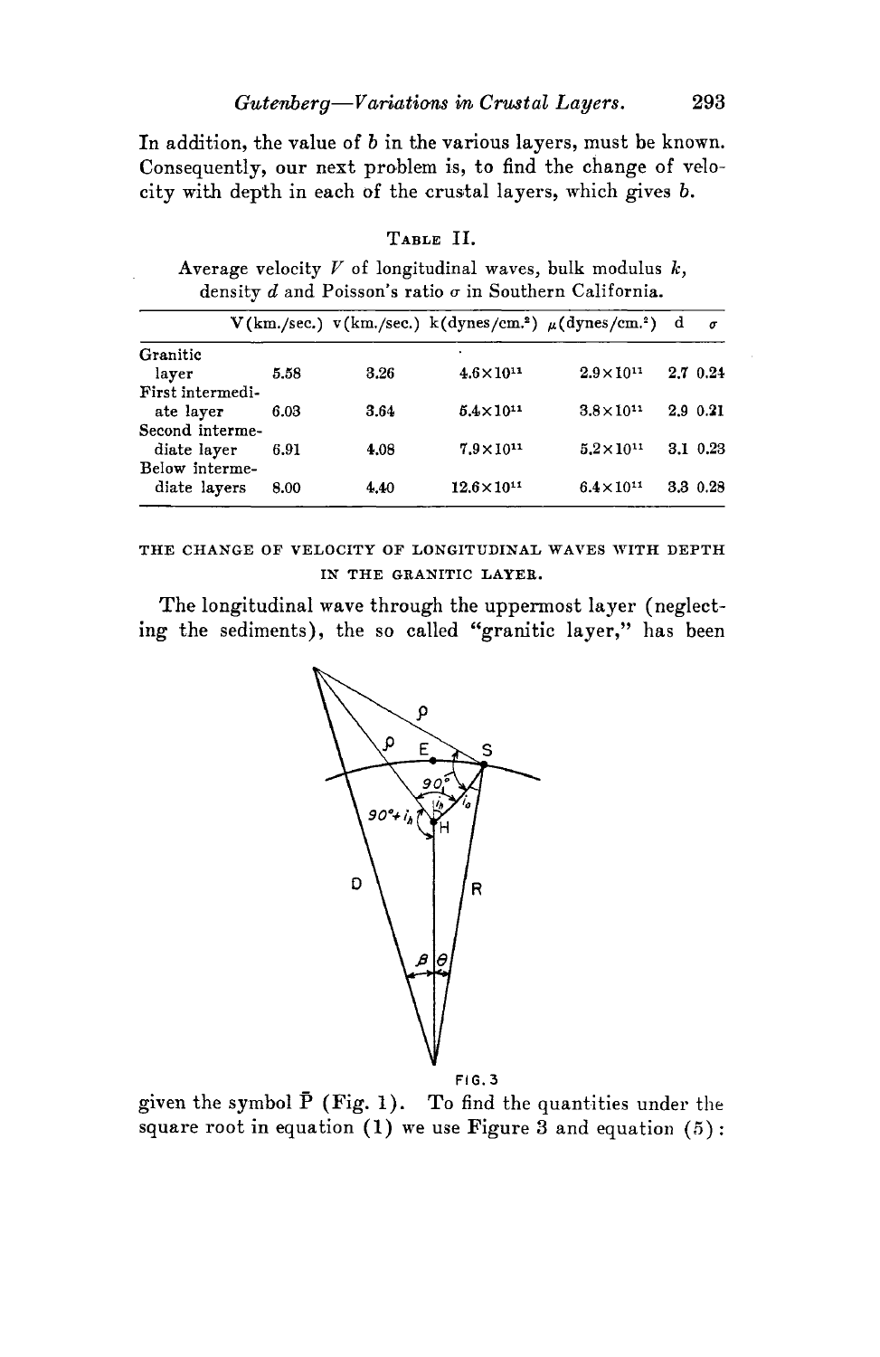In addition, the value of $b$ in the various layers, must be known. Consequently, our next problem is, to find the change of velocity with depth in each of the crustal layers, which gives $b$.

TABLE II.

Average velocity $V$ of longitudinal waves, bulk modulus $k$, density $d$ and Poisson's ratio $\sigma$ in Southern California.

| | V(km./sec.) | v(km./sec.) | k(dynes/cm.$^2$) | $\mu$(dynes/cm.$^2$) | d | $\sigma$ |
|---|---|---|---|---|---|---|
| Granitic layer | 5.58 | 3.26 | $4.6 \times 10^{11}$ | $2.9 \times 10^{11}$ | 2.7 | 0.24 |
| First intermediate layer | 6.03 | 3.64 | $5.4 \times 10^{11}$ | $3.8 \times 10^{11}$ | 2.9 | 0.21 |
| Second intermediate layer | 6.91 | 4.08 | $7.9 \times 10^{11}$ | $5.2 \times 10^{11}$ | 3.1 | 0.23 |
| Below intermediate layers | 8.00 | 4.40 | $12.6 \times 10^{11}$ | $6.4 \times 10^{11}$ | 3.3 | 0.28 |

## THE CHANGE OF VELOCITY OF LONGITUDINAL WAVES WITH DEPTH IN THE GRANITIC LAYER.

The longitudinal wave through the uppermost layer (neglecting the sediments), the so called "granitic layer," has been

FIG. 3

given the symbol $\bar{P}$ (Fig. 1). To find the quantities under the square root in equation (1) we use Figure 3 and equation (5):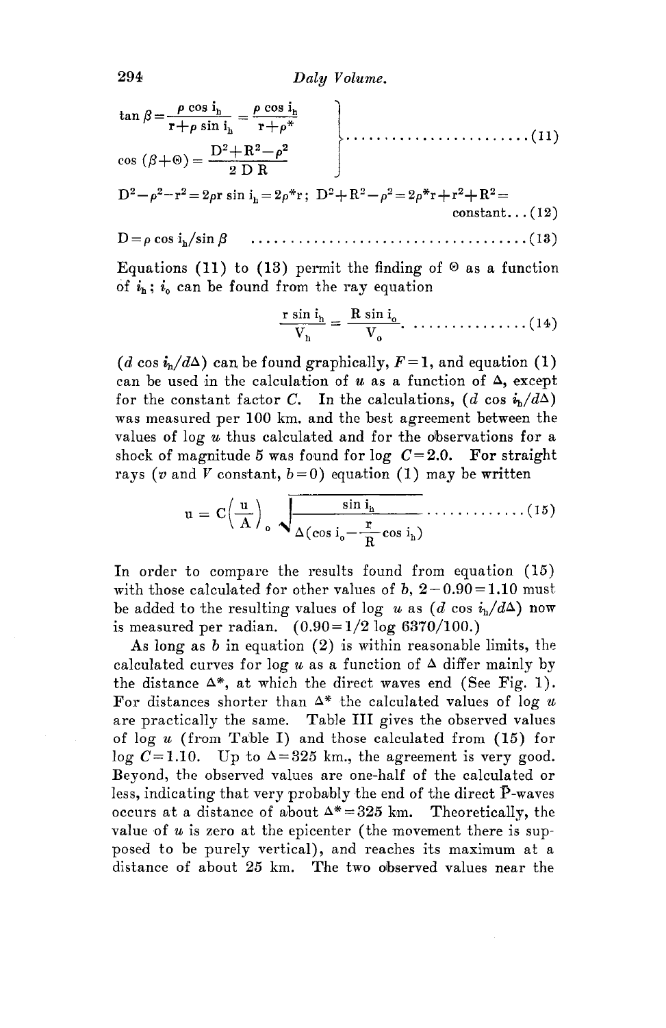$$\left.\begin{aligned}\tan\beta &= \frac{\rho\cos i_h}{r+\rho\sin i_h} = \frac{\rho\cos i_h}{r+\rho^*} \\ \cos(\beta+\Theta) &= \frac{D^2+R^2-\rho^2}{2DR}\end{aligned}\right\}\quad\ldots\ldots\ldots\ldots\ldots\ldots\ldots\ldots(11)$$

$$D^2-\rho^2-r^2 = 2\rho r\sin i_h = 2\rho^* r;\; D^2+R^2-\rho^2 = 2\rho^* r+r^2+R^2 = \text{constant}\ldots(12)$$

$$D = \rho\cos i_h/\sin\beta \quad\ldots\ldots\ldots\ldots\ldots\ldots\ldots\ldots\ldots\ldots\ldots(13)$$

Equations (11) to (13) permit the finding of $\Theta$ as a function of $i_h$; $i_o$ can be found from the ray equation

$$\frac{r\sin i_h}{V_h} = \frac{R\sin i_o}{V_o}.\quad\ldots\ldots\ldots\ldots\ldots(14)$$

$(d\cos i_h/d\Delta)$ can be found graphically, $F=1$, and equation (1) can be used in the calculation of $u$ as a function of $\Delta$, except for the constant factor $C$. In the calculations, $(d\cos i_h/d\Delta)$ was measured per 100 km. and the best agreement between the values of log $u$ thus calculated and for the observations for a shock of magnitude 5 was found for $\log C=2.0$. For straight rays ($v$ and $V$ constant, $b=0$) equation (1) may be written

$$u = C\left(\frac{u}{A}\right)_o \sqrt{\frac{\sin i_h}{\Delta(\cos i_o - \frac{r}{R}\cos i_h)}}\quad\ldots\ldots\ldots\ldots(15)$$

In order to compare the results found from equation (15) with those calculated for other values of $b$, $2-0.90=1.10$ must be added to the resulting values of log $u$ as $(d\cos i_h/d\Delta)$ now is measured per radian. ($0.90 = 1/2 \log 6370/100$.)

As long as $b$ in equation (2) is within reasonable limits, the calculated curves for log $u$ as a function of $\Delta$ differ mainly by the distance $\Delta^*$, at which the direct waves end (See Fig. 1). For distances shorter than $\Delta^*$ the calculated values of log $u$ are practically the same. Table III gives the observed values of log $u$ (from Table I) and those calculated from (15) for $\log C=1.10$. Up to $\Delta=325$ km., the agreement is very good. Beyond, the observed values are one-half of the calculated or less, indicating that very probably the end of the direct $\bar{P}$-waves occurs at a distance of about $\Delta^*=325$ km. Theoretically, the value of $u$ is zero at the epicenter (the movement there is supposed to be purely vertical), and reaches its maximum at a distance of about 25 km. The two observed values near the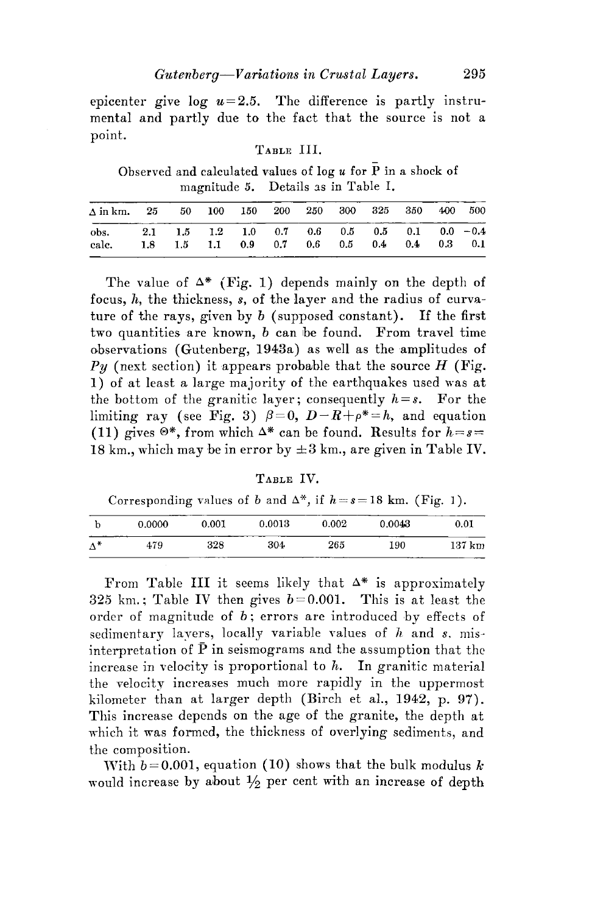epicenter give log $u = 2.5$. The difference is partly instrumental and partly due to the fact that the source is not a point.

TABLE III.

Observed and calculated values of log $u$ for $\bar{P}$ in a shock of magnitude 5. Details as in Table I.

| $\Delta$ in km. | 25 | 50 | 100 | 150 | 200 | 250 | 300 | 325 | 350 | 400 | 500 |
|---|---|---|---|---|---|---|---|---|---|---|---|
| obs. | 2.1 | 1.5 | 1.2 | 1.0 | 0.7 | 0.6 | 0.5 | 0.5 | 0.1 | 0.0 | −0.4 |
| calc. | 1.8 | 1.5 | 1.1 | 0.9 | 0.7 | 0.6 | 0.5 | 0.4 | 0.4 | 0.3 | 0.1 |

The value of $\Delta^*$ (Fig. 1) depends mainly on the depth of focus, $h$, the thickness, $s$, of the layer and the radius of curvature of the rays, given by $b$ (supposed constant). If the first two quantities are known, $b$ can be found. From travel time observations (Gutenberg, 1943a) as well as the amplitudes of *Py* (next section) it appears probable that the source $H$ (Fig. 1) of at least a large majority of the earthquakes used was at the bottom of the granitic layer; consequently $h = s$. For the limiting ray (see Fig. 3) $\beta = 0$, $D - R + \rho^* = h$, and equation (11) gives $\Theta^*$, from which $\Delta^*$ can be found. Results for $h = s = 18$ km., which may be in error by $\pm 3$ km., are given in Table IV.

TABLE IV.

Corresponding values of $b$ and $\Delta^*$, if $h = s = 18$ km. (Fig. 1).

| b | 0.0000 | 0.001 | 0.0013 | 0.002 | 0.0043 | 0.01 |
|---|---|---|---|---|---|---|
| $\Delta^*$ | 479 | 328 | 304 | 265 | 190 | 137 km |

From Table III it seems likely that $\Delta^*$ is approximately 325 km.; Table IV then gives $b = 0.001$. This is at least the order of magnitude of $b$; errors are introduced by effects of sedimentary layers, locally variable values of $h$ and $s$, misinterpretation of $\bar{P}$ in seismograms and the assumption that the increase in velocity is proportional to $h$. In granitic material the velocity increases much more rapidly in the uppermost kilometer than at larger depth (Birch et al., 1942, p. 97). This increase depends on the age of the granite, the depth at which it was formed, the thickness of overlying sediments, and the composition.

With $b = 0.001$, equation (10) shows that the bulk modulus $k$ would increase by about ½ per cent with an increase of depth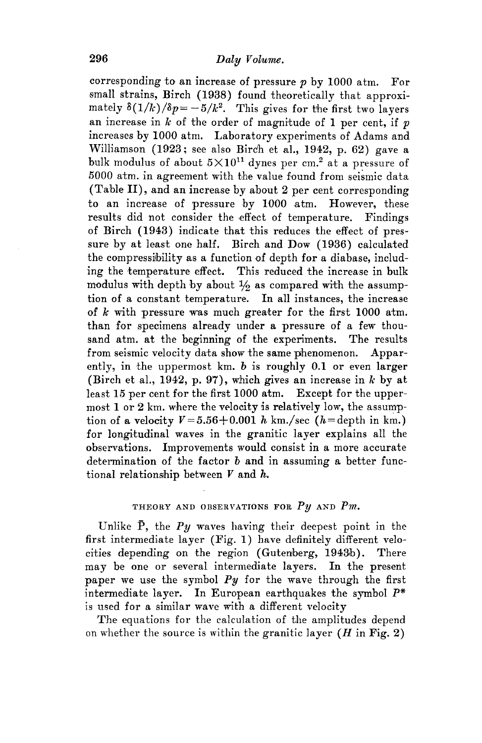corresponding to an increase of pressure $p$ by 1000 atm. For small strains, Birch (1938) found theoretically that approximately $\delta(1/k)/\delta p = -5/k^2$. This gives for the first two layers an increase in $k$ of the order of magnitude of 1 per cent, if $p$ increases by 1000 atm. Laboratory experiments of Adams and Williamson (1923; see also Birch et al., 1942, p. 62) gave a bulk modulus of about $5 \times 10^{11}$ dynes per cm.$^2$ at a pressure of 5000 atm. in agreement with the value found from seismic data (Table II), and an increase by about 2 per cent corresponding to an increase of pressure by 1000 atm. However, these results did not consider the effect of temperature. Findings of Birch (1943) indicate that this reduces the effect of pressure by at least one half. Birch and Dow (1936) calculated the compressibility as a function of depth for a diabase, including the temperature effect. This reduced the increase in bulk modulus with depth by about ½ as compared with the assumption of a constant temperature. In all instances, the increase of $k$ with pressure was much greater for the first 1000 atm. than for specimens already under a pressure of a few thousand atm. at the beginning of the experiments. The results from seismic velocity data show the same phenomenon. Apparently, in the uppermost km. $b$ is roughly 0.1 or even larger (Birch et al., 1942, p. 97), which gives an increase in $k$ by at least 15 per cent for the first 1000 atm. Except for the uppermost 1 or 2 km. where the velocity is relatively low, the assumption of a velocity $V = 5.56 + 0.001\, h$ km./sec ($h$ = depth in km.) for longitudinal waves in the granitic layer explains all the observations. Improvements would consist in a more accurate determination of the factor $b$ and in assuming a better functional relationship between $V$ and $h$.

## THEORY AND OBSERVATIONS FOR *Py* AND *Pm*.

Unlike $\bar{P}$, the *Py* waves having their deepest point in the first intermediate layer (Fig. 1) have definitely different velocities depending on the region (Gutenberg, 1943b). There may be one or several intermediate layers. In the present paper we use the symbol *Py* for the wave through the first intermediate layer. In European earthquakes the symbol $P^*$ is used for a similar wave with a different velocity

The equations for the calculation of the amplitudes depend on whether the source is within the granitic layer ($H$ in Fig. 2)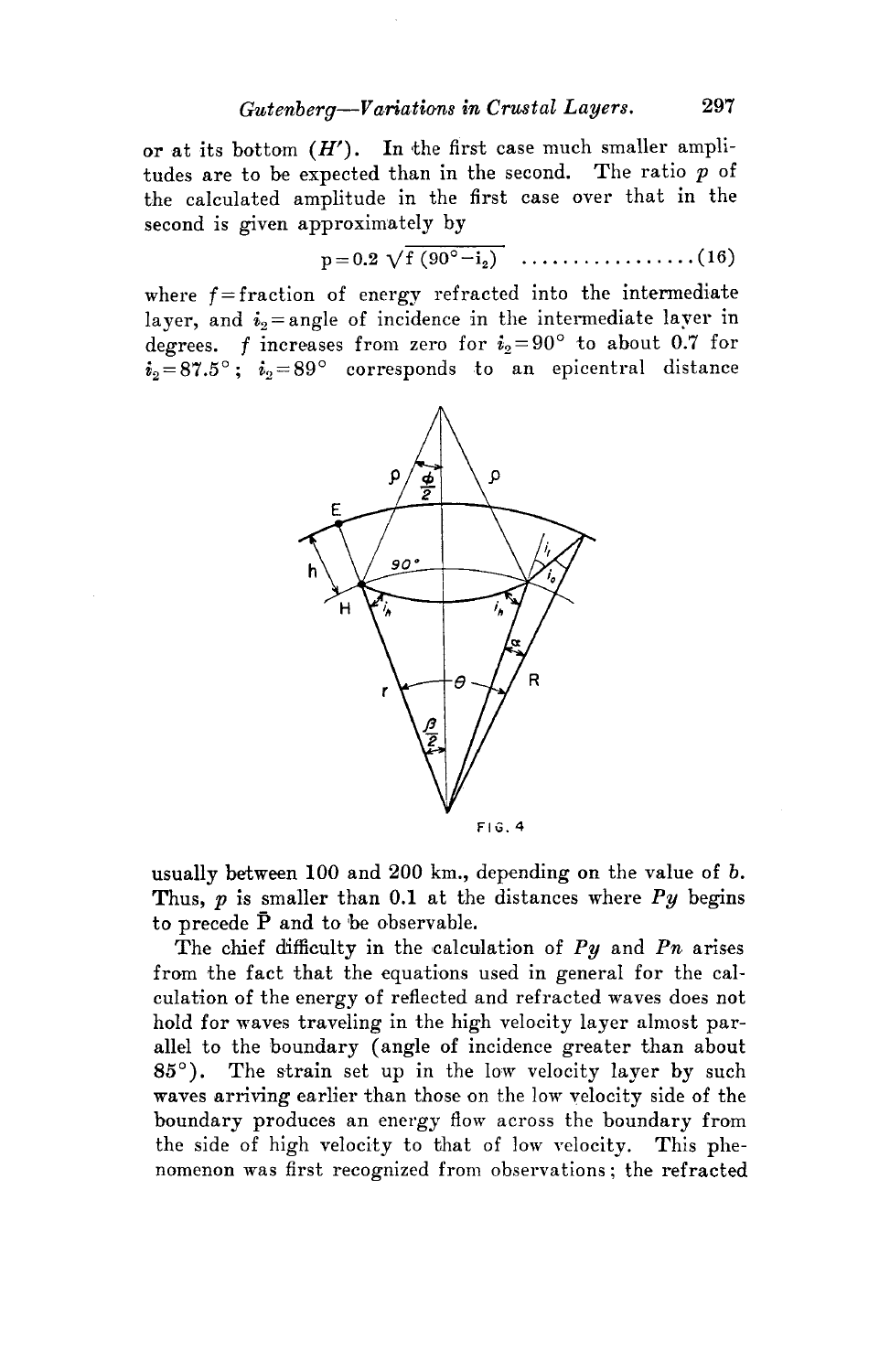or at its bottom ($H'$). In the first case much smaller amplitudes are to be expected than in the second. The ratio $p$ of the calculated amplitude in the first case over that in the second is given approximately by

$$p = 0.2 \sqrt{f\,(90^\circ - i_2)} \quad \ldots\ldots\ldots\ldots\ldots\ldots (16)$$

where $f$ = fraction of energy refracted into the intermediate layer, and $i_2$ = angle of incidence in the intermediate layer in degrees. $f$ increases from zero for $i_2 = 90^\circ$ to about 0.7 for $i_2 = 87.5^\circ$; $i_2 = 89^\circ$ corresponds to an epicentral distance usually between 100 and 200 km., depending on the value of $b$. Thus, $p$ is smaller than 0.1 at the distances where $Py$ begins to precede $\bar{P}$ and to be observable.

FIG. 4

The chief difficulty in the calculation of $Py$ and $Pn$ arises from the fact that the equations used in general for the calculation of the energy of reflected and refracted waves does not hold for waves traveling in the high velocity layer almost parallel to the boundary (angle of incidence greater than about 85°). The strain set up in the low velocity layer by such waves arriving earlier than those on the low velocity side of the boundary produces an energy flow across the boundary from the side of high velocity to that of low velocity. This phenomenon was first recognized from observations; the refracted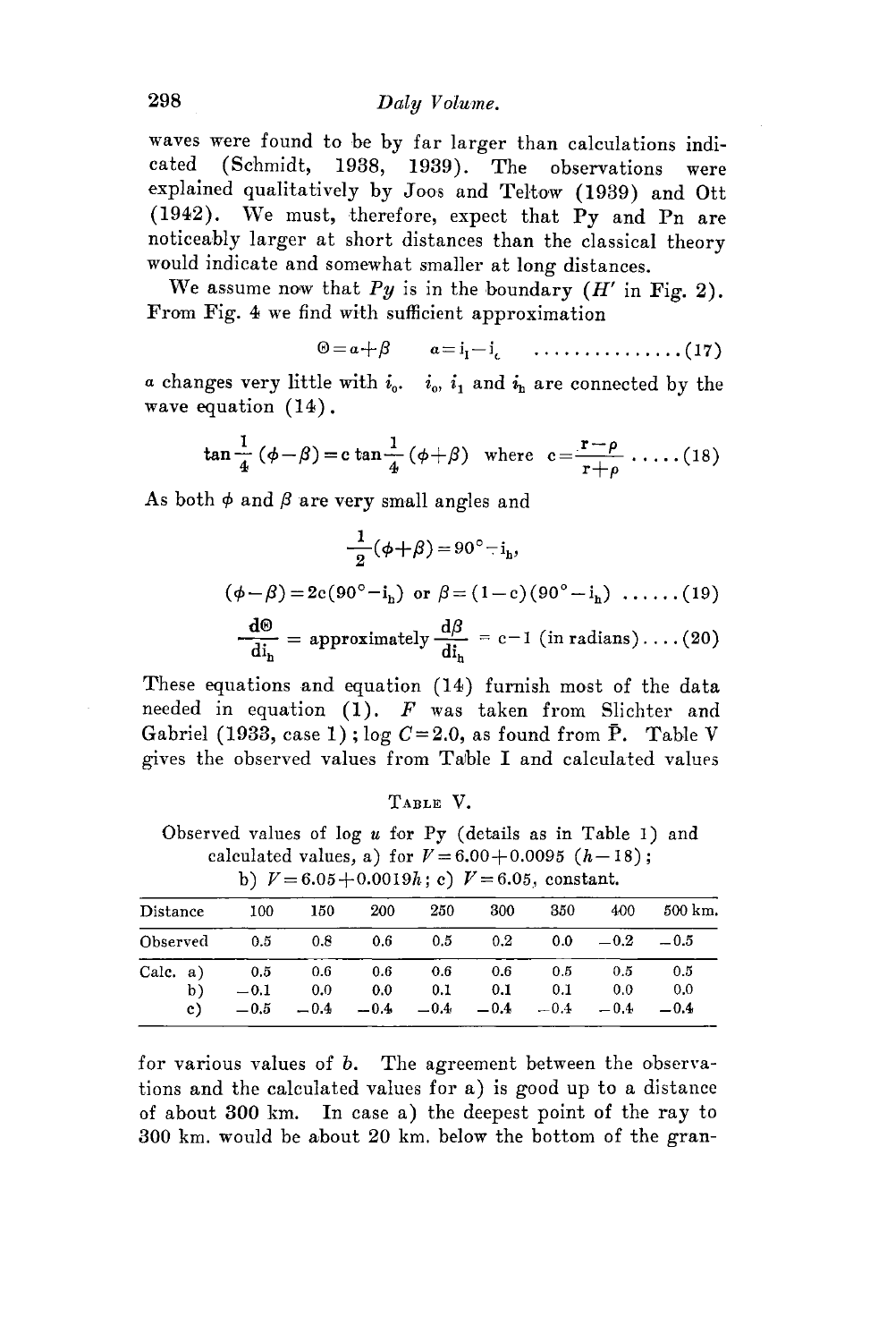waves were found to be by far larger than calculations indicated (Schmidt, 1938, 1939). The observations were explained qualitatively by Joos and Teltow (1939) and Ott (1942). We must, therefore, expect that Py and Pn are noticeably larger at short distances than the classical theory would indicate and somewhat smaller at long distances.

We assume now that *Py* is in the boundary (*H'* in Fig. 2). From Fig. 4 we find with sufficient approximation

$$\Theta = a + \beta \qquad a = i_1 - i_c \qquad \ldots\ldots\ldots\ldots\ldots (17)$$

$a$ changes very little with $i_0$. $i_0$, $i_1$ and $i_h$ are connected by the wave equation (14).

$$\tan\frac{1}{4}(\phi - \beta) = c \tan\frac{1}{4}(\phi + \beta) \quad \text{where} \quad c = \frac{r - \rho}{r + \rho} \ldots\ldots (18)$$

As both $\phi$ and $\beta$ are very small angles and

$$\frac{1}{2}(\phi + \beta) = 90° - i_h,$$

$$(\phi - \beta) = 2c(90° - i_h) \text{ or } \beta = (1 - c)(90° - i_h) \ \ldots\ldots (19)$$

$$\frac{d\Theta}{di_h} = \text{approximately} \frac{d\beta}{di_h} = c - 1 \text{ (in radians)} \ldots. (20)$$

These equations and equation (14) furnish most of the data needed in equation (1). *F* was taken from Slichter and Gabriel (1933, case 1); log $C = 2.0$, as found from $\bar{P}$. Table V gives the observed values from Table I and calculated values

TABLE V.

Observed values of log *u* for Py (details as in Table 1) and calculated values, a) for $V = 6.00 + 0.0095\ (h - 18)$; b) $V = 6.05 + 0.0019h$; c) $V = 6.05$, constant.

| Distance | 100 | 150 | 200 | 250 | 300 | 350 | 400 | 500 km. |
|---|---|---|---|---|---|---|---|---|
| Observed | 0.5 | 0.8 | 0.6 | 0.5 | 0.2 | 0.0 | −0.2 | −0.5 |
| Calc. a) | 0.5 | 0.6 | 0.6 | 0.6 | 0.6 | 0.5 | 0.5 | 0.5 |
| b) | −0.1 | 0.0 | 0.0 | 0.1 | 0.1 | 0.1 | 0.0 | 0.0 |
| c) | −0.5 | −0.4 | −0.4 | −0.4 | −0.4 | −0.4 | −0.4 | −0.4 |

for various values of *b*. The agreement between the observations and the calculated values for a) is good up to a distance of about 300 km. In case a) the deepest point of the ray to 300 km. would be about 20 km. below the bottom of the gran-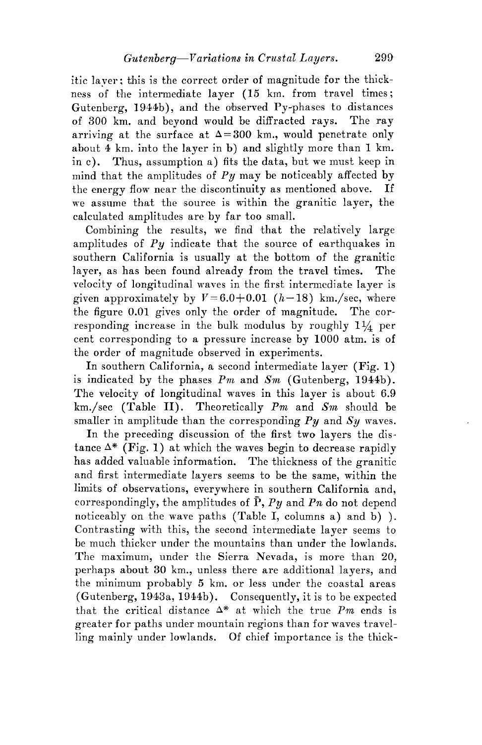itic layer; this is the correct order of magnitude for the thickness of the intermediate layer (15 km. from travel times; Gutenberg, 1944b), and the observed Py-phases to distances of 300 km. and beyond would be diffracted rays. The ray arriving at the surface at $\Delta = 300$ km., would penetrate only about 4 km. into the layer in b) and slightly more than 1 km. in c). Thus, assumption a) fits the data, but we must keep in mind that the amplitudes of *Py* may be noticeably affected by the energy flow near the discontinuity as mentioned above. If we assume that the source is within the granitic layer, the calculated amplitudes are by far too small.

Combining the results, we find that the relatively large amplitudes of *Py* indicate that the source of earthquakes in southern California is usually at the bottom of the granitic layer, as has been found already from the travel times. The velocity of longitudinal waves in the first intermediate layer is given approximately by $V = 6.0 + 0.01\ (h - 18)$ km./sec, where the figure 0.01 gives only the order of magnitude. The corresponding increase in the bulk modulus by roughly $1\frac{1}{4}$ per cent corresponding to a pressure increase by 1000 atm. is of the order of magnitude observed in experiments.

In southern California, a second intermediate layer (Fig. 1) is indicated by the phases *Pm* and *Sm* (Gutenberg, 1944b). The velocity of longitudinal waves in this layer is about 6.9 km./sec (Table II). Theoretically *Pm* and *Sm* should be smaller in amplitude than the corresponding *Py* and *Sy* waves.

In the preceding discussion of the first two layers the distance $\Delta^*$ (Fig. 1) at which the waves begin to decrease rapidly has added valuable information. The thickness of the granitic and first intermediate layers seems to be the same, within the limits of observations, everywhere in southern California and, correspondingly, the amplitudes of $\bar{P}$, *Py* and *Pn* do not depend noticeably on the wave paths (Table I, columns a) and b) ). Contrasting with this, the second intermediate layer seems to be much thicker under the mountains than under the lowlands. The maximum, under the Sierra Nevada, is more than 20, perhaps about 30 km., unless there are additional layers, and the minimum probably 5 km. or less under the coastal areas (Gutenberg, 1943a, 1944b). Consequently, it is to be expected that the critical distance $\Delta^*$ at which the true *Pm* ends is greater for paths under mountain regions than for waves travelling mainly under lowlands. Of chief importance is the thick-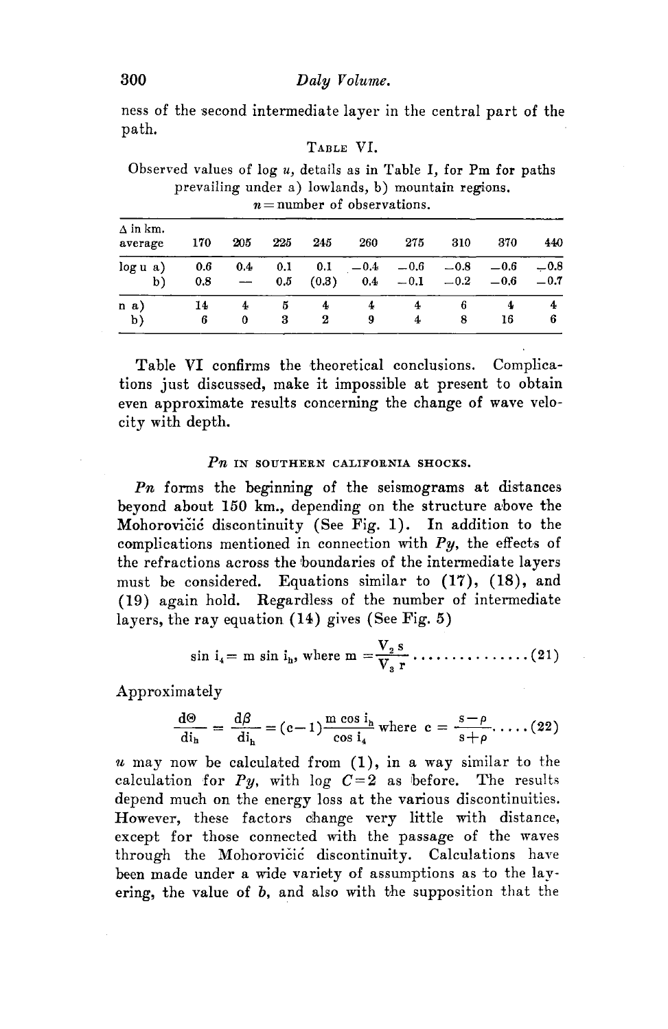ness of the second intermediate layer in the central part of the path.

TABLE VI.

Observed values of log $u$, details as in Table I, for Pm for paths prevailing under a) lowlands, b) mountain regions. $n$ = number of observations.

| Δ in km. average | 170 | 205 | 225 | 245 | 260 | 275 | 310 | 370 | 440 |
|---|---|---|---|---|---|---|---|---|---|
| log u a) | 0.6 | 0.4 | 0.1 | 0.1 | −0.4 | −0.6 | −0.8 | −0.6 | −0.8 |
| b) | 0.8 | — | 0.5 | (0.3) | 0.4 | −0.1 | −0.2 | −0.6 | −0.7 |
| n a) | 14 | 4 | 5 | 4 | 4 | 4 | 6 | 4 | 4 |
| b) | 6 | 0 | 3 | 2 | 9 | 4 | 8 | 16 | 6 |

Table VI confirms the theoretical conclusions. Complications just discussed, make it impossible at present to obtain even approximate results concerning the change of wave velocity with depth.

### *Pn* IN SOUTHERN CALIFORNIA SHOCKS.

*Pn* forms the beginning of the seismograms at distances beyond about 150 km., depending on the structure above the Mohorovičić discontinuity (See Fig. 1). In addition to the complications mentioned in connection with *Py*, the effects of the refractions across the boundaries of the intermediate layers must be considered. Equations similar to (17), (18), and (19) again hold. Regardless of the number of intermediate layers, the ray equation (14) gives (See Fig. 5)

$$\sin i_4 = m \sin i_h, \text{ where } m = \frac{V_2 s}{V_3 r} \quad \ldots\ldots\ldots\ldots\ldots (21)$$

Approximately

$$\frac{d\Theta}{di_h} = \frac{d\beta}{di_h} = (c-1)\frac{m \cos i_h}{\cos i_4} \text{ where } c = \frac{s-\rho}{s+\rho} \ldots\ldots (22)$$

$u$ may now be calculated from (1), in a way similar to the calculation for *Py*, with log $C = 2$ as before. The results depend much on the energy loss at the various discontinuities. However, these factors change very little with distance, except for those connected with the passage of the waves through the Mohorovičić discontinuity. Calculations have been made under a wide variety of assumptions as to the layering, the value of $b$, and also with the supposition that the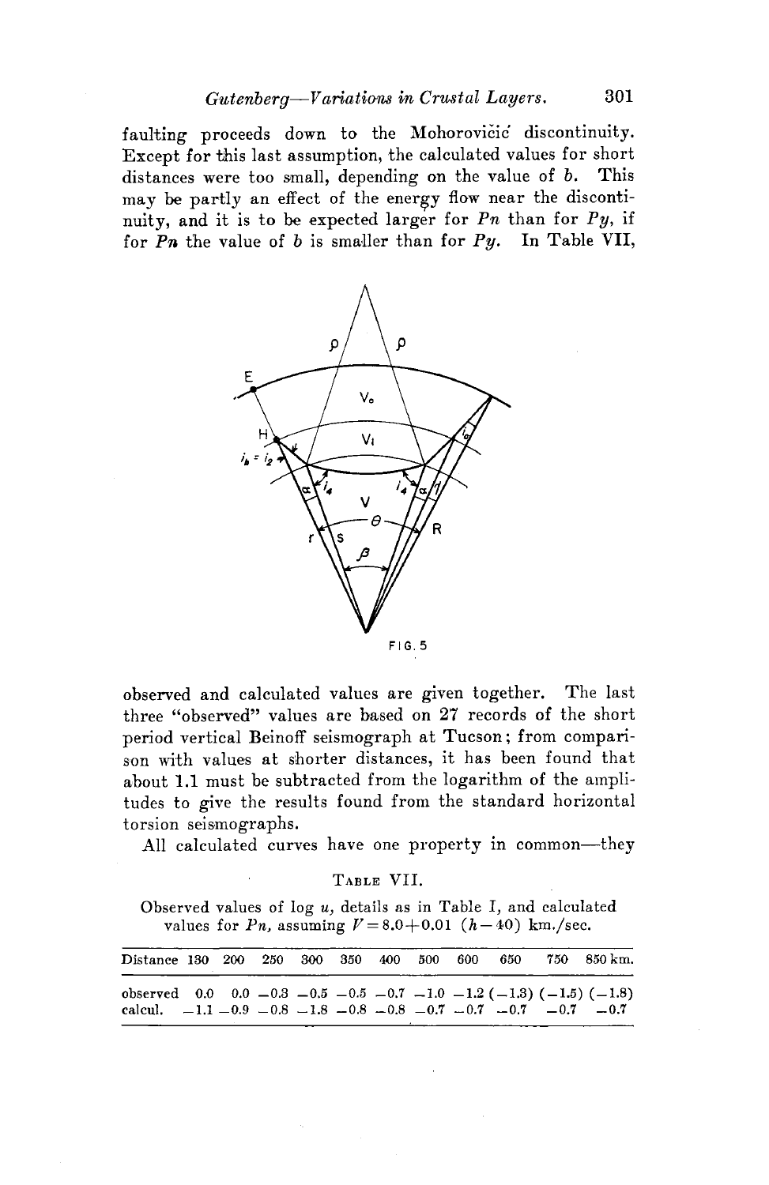faulting proceeds down to the Mohorovičić discontinuity. Except for this last assumption, the calculated values for short distances were too small, depending on the value of $b$. This may be partly an effect of the energy flow near the discontinuity, and it is to be expected larger for $Pn$ than for $Py$, if for $Pn$ the value of $b$ is smaller than for $Py$. In Table VII,

FIG. 5

observed and calculated values are given together. The last three "observed" values are based on 27 records of the short period vertical Beinoff seismograph at Tucson; from comparison with values at shorter distances, it has been found that about 1.1 must be subtracted from the logarithm of the amplitudes to give the results found from the standard horizontal torsion seismographs.

All calculated curves have one property in common—they

TABLE VII.

Observed values of log $u$, details as in Table I, and calculated values for $Pn$, assuming $V = 8.0 + 0.01\ (h - 40)$ km./sec.

| Distance | 130 | 200 | 250 | 300 | 350 | 400 | 500 | 600 | 650 | 750 | 850 km. |
|---|---|---|---|---|---|---|---|---|---|---|---|
| observed | 0.0 | 0.0 | −0.3 | −0.5 | −0.5 | −0.7 | −1.0 | −1.2 | (−1.3) | (−1.5) | (−1.8) |
| calcul. | −1.1 | −0.9 | −0.8 | −1.8 | −0.8 | −0.8 | −0.7 | −0.7 | −0.7 | −0.7 | −0.7 |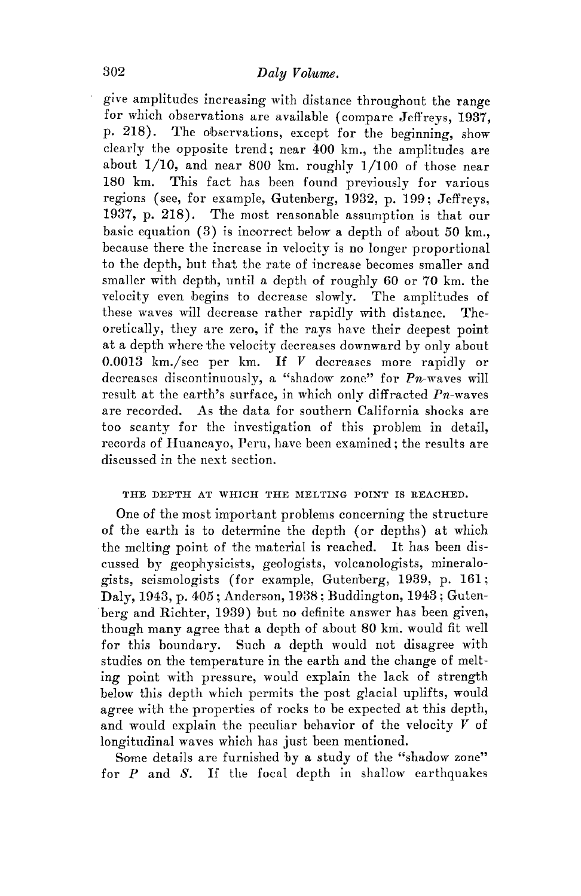give amplitudes increasing with distance throughout the range for which observations are available (compare Jeffreys, 1937, p. 218). The observations, except for the beginning, show clearly the opposite trend; near 400 km., the amplitudes are about 1/10, and near 800 km. roughly 1/100 of those near 180 km. This fact has been found previously for various regions (see, for example, Gutenberg, 1932, p. 199; Jeffreys, 1937, p. 218). The most reasonable assumption is that our basic equation (3) is incorrect below a depth of about 50 km., because there the increase in velocity is no longer proportional to the depth, but that the rate of increase becomes smaller and smaller with depth, until a depth of roughly 60 or 70 km. the velocity even begins to decrease slowly. The amplitudes of these waves will decrease rather rapidly with distance. Theoretically, they are zero, if the rays have their deepest point at a depth where the velocity decreases downward by only about 0.0013 km./sec per km. If $V$ decreases more rapidly or decreases discontinuously, a "shadow zone" for *Pn*-waves will result at the earth's surface, in which only diffracted *Pn*-waves are recorded. As the data for southern California shocks are too scanty for the investigation of this problem in detail, records of Huancayo, Peru, have been examined; the results are discussed in the next section.

## THE DEPTH AT WHICH THE MELTING POINT IS REACHED.

One of the most important problems concerning the structure of the earth is to determine the depth (or depths) at which the melting point of the material is reached. It has been discussed by geophysicists, geologists, volcanologists, mineralogists, seismologists (for example, Gutenberg, 1939, p. 161; Daly, 1943, p. 405; Anderson, 1938; Buddington, 1943; Gutenberg and Richter, 1939) but no definite answer has been given, though many agree that a depth of about 80 km. would fit well for this boundary. Such a depth would not disagree with studies on the temperature in the earth and the change of melting point with pressure, would explain the lack of strength below this depth which permits the post glacial uplifts, would agree with the properties of rocks to be expected at this depth, and would explain the peculiar behavior of the velocity $V$ of longitudinal waves which has just been mentioned.

Some details are furnished by a study of the "shadow zone" for $P$ and $S$. If the focal depth in shallow earthquakes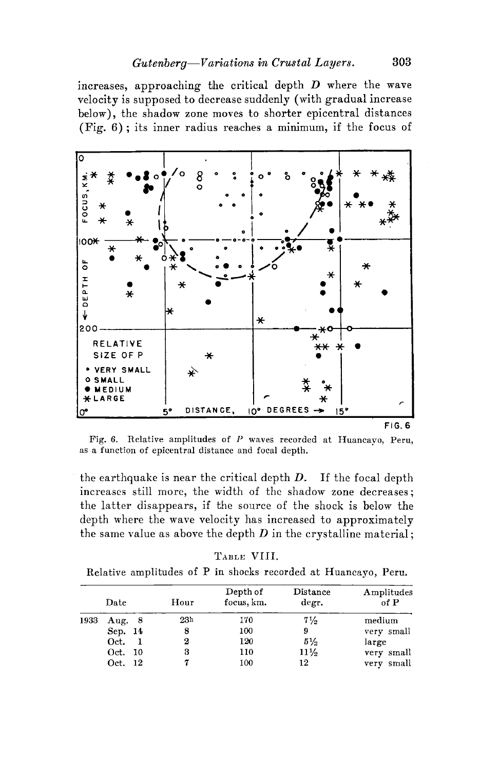increases, approaching the critical depth $D$ where the wave velocity is supposed to decrease suddenly (with gradual increase below), the shadow zone moves to shorter epicentral distances (Fig. 6); its inner radius reaches a minimum, if the focus of

Fig. 6. Relative amplitudes of $P$ waves recorded at Huancayo, Peru, as a function of epicentral distance and focal depth.

the earthquake is near the critical depth $D$. If the focal depth increases still more, the width of the shadow zone decreases; the latter disappears, if the source of the shock is below the depth where the wave velocity has increased to approximately the same value as above the depth $D$ in the crystalline material;

TABLE VIII.

Relative amplitudes of P in shocks recorded at Huancayo, Peru.

| Date | Hour | Depth of focus, km. | Distance degr. | Amplitudes of P |
|---|---|---|---|---|
| 1933 Aug. 8 | 23h | 170 | 7½ | medium |
| Sep. 14 | 8 | 100 | 9 | very small |
| Oct. 1 | 2 | 120 | 5½ | large |
| Oct. 10 | 3 | 110 | 11½ | very small |
| Oct. 12 | 7 | 100 | 12 | very small |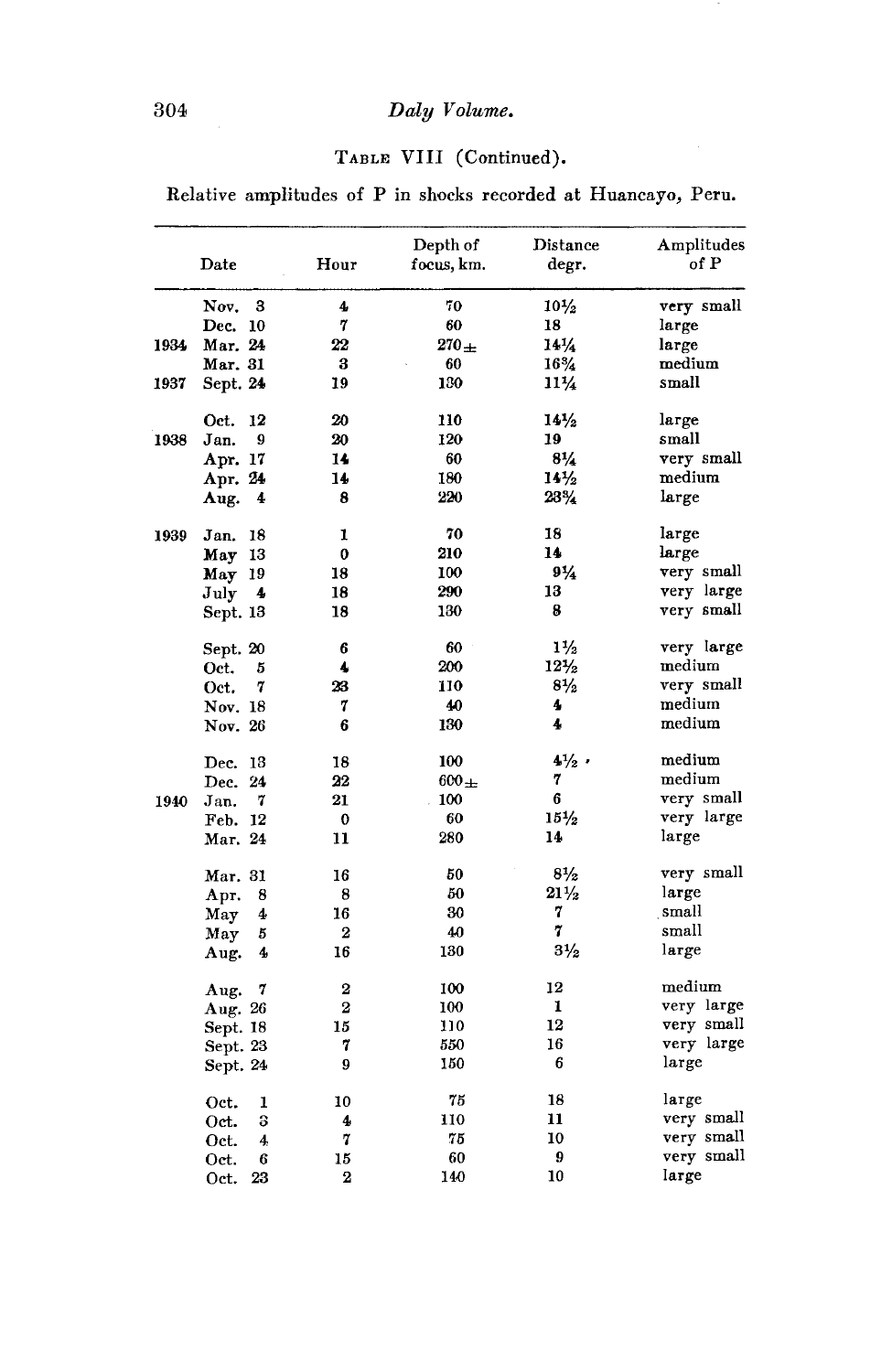TABLE VIII (Continued).

Relative amplitudes of P in shocks recorded at Huancayo, Peru.

| | Date | Hour | Depth of focus, km. | Distance degr. | Amplitudes of P |
|---|---|---|---|---|---|
| | Nov. 3 | 4 | 70 | 10½ | very small |
| | Dec. 10 | 7 | 60 | 18 | large |
| 1934 | Mar. 24 | 22 | 270± | 14¼ | large |
| | Mar. 31 | 3 | 60 | 16¾ | medium |
| 1937 | Sept. 24 | 19 | 130 | 11¼ | small |
| | Oct. 12 | 20 | 110 | 14½ | large |
| 1938 | Jan. 9 | 20 | 120 | 19 | small |
| | Apr. 17 | 14 | 60 | 8¼ | very small |
| | Apr. 24 | 14 | 180 | 14½ | medium |
| | Aug. 4 | 8 | 220 | 23¾ | large |
| 1939 | Jan. 18 | 1 | 70 | 18 | large |
| | May 13 | 0 | 210 | 14 | large |
| | May 19 | 18 | 100 | 9¼ | very small |
| | July 4 | 18 | 290 | 13 | very large |
| | Sept. 13 | 18 | 130 | 8 | very small |
| | Sept. 20 | 6 | 60 | 1½ | very large |
| | Oct. 5 | 4 | 200 | 12½ | medium |
| | Oct. 7 | 23 | 110 | 8½ | very small |
| | Nov. 18 | 7 | 40 | 4 | medium |
| | Nov. 26 | 6 | 130 | 4 | medium |
| | Dec. 13 | 18 | 100 | 4½ | medium |
| | Dec. 24 | 22 | 600± | 7 | medium |
| 1940 | Jan. 7 | 21 | 100 | 6 | very small |
| | Feb. 12 | 0 | 60 | 15½ | very large |
| | Mar. 24 | 11 | 280 | 14 | large |
| | Mar. 31 | 16 | 50 | 8½ | very small |
| | Apr. 8 | 8 | 50 | 21½ | large |
| | May 4 | 16 | 30 | 7 | small |
| | May 5 | 2 | 40 | 7 | small |
| | Aug. 4 | 16 | 130 | 3½ | large |
| | Aug. 7 | 2 | 100 | 12 | medium |
| | Aug. 26 | 2 | 100 | 1 | very large |
| | Sept. 18 | 15 | 110 | 12 | very small |
| | Sept. 23 | 7 | 550 | 16 | very large |
| | Sept. 24 | 9 | 150 | 6 | large |
| | Oct. 1 | 10 | 75 | 18 | large |
| | Oct. 3 | 4 | 110 | 11 | very small |
| | Oct. 4 | 7 | 75 | 10 | very small |
| | Oct. 6 | 15 | 60 | 9 | very small |
| | Oct. 23 | 2 | 140 | 10 | large |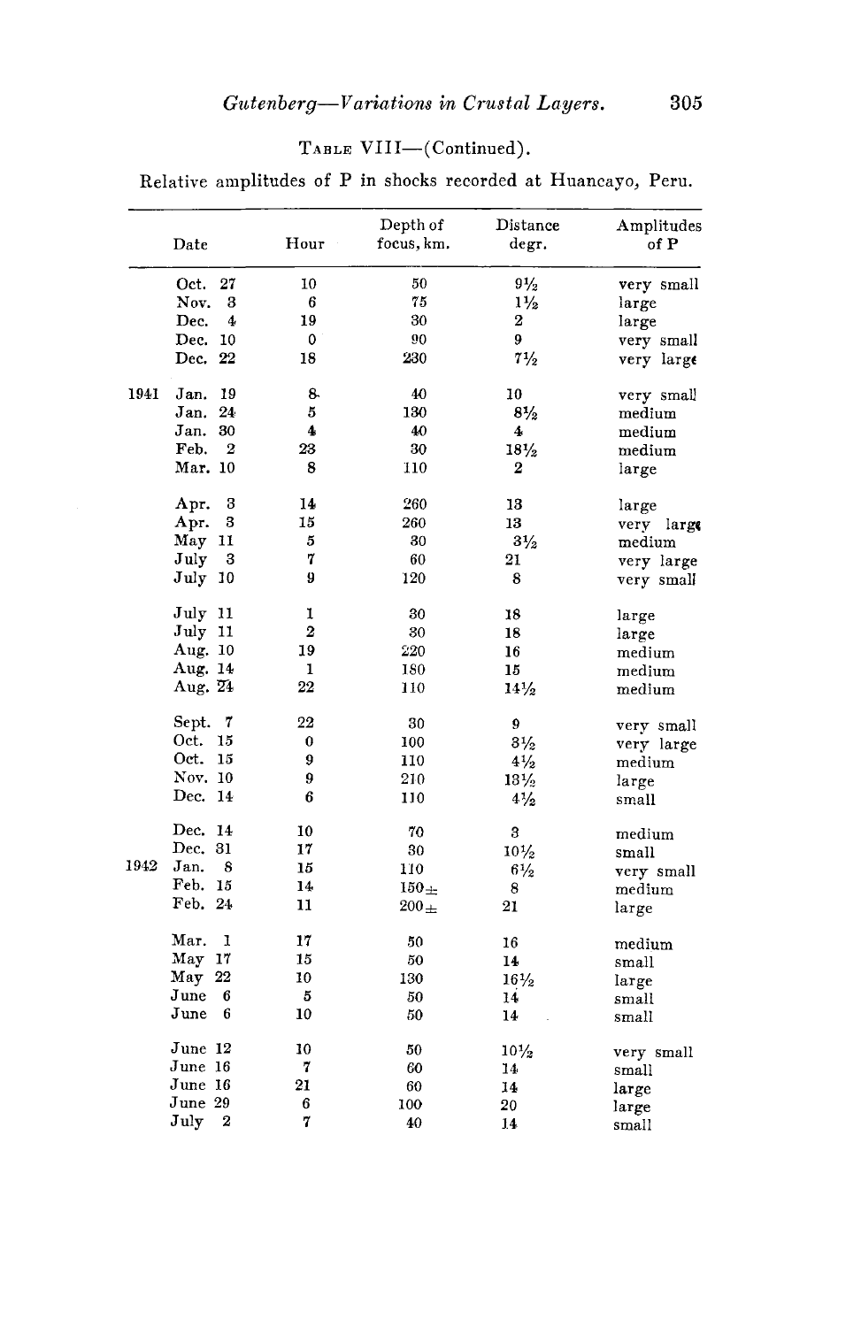TABLE VIII—(Continued).

Relative amplitudes of P in shocks recorded at Huancayo, Peru.

| | Date | Hour | Depth of focus, km. | Distance degr. | Amplitudes of P |
|---|---|---|---|---|---|
| | Oct. 27 | 10 | 50 | 9½ | very small |
| | Nov. 3 | 6 | 75 | 1½ | large |
| | Dec. 4 | 19 | 30 | 2 | large |
| | Dec. 10 | 0 | 90 | 9 | very small |
| | Dec. 22 | 18 | 230 | 7½ | very large |
| 1941 | Jan. 19 | 8 | 40 | 10 | very small |
| | Jan. 24 | 5 | 130 | 8½ | medium |
| | Jan. 30 | 4 | 40 | 4 | medium |
| | Feb. 2 | 23 | 30 | 18½ | medium |
| | Mar. 10 | 8 | 110 | 2 | large |
| | Apr. 3 | 14 | 260 | 13 | large |
| | Apr. 3 | 15 | 260 | 13 | very large |
| | May 11 | 5 | 30 | 3½ | medium |
| | July 3 | 7 | 60 | 21 | very large |
| | July 10 | 9 | 120 | 8 | very small |
| | July 11 | 1 | 30 | 18 | large |
| | July 11 | 2 | 30 | 18 | large |
| | Aug. 10 | 19 | 220 | 16 | medium |
| | Aug. 14 | 1 | 180 | 15 | medium |
| | Aug. 24 | 22 | 110 | 14½ | medium |
| | Sept. 7 | 22 | 30 | 9 | very small |
| | Oct. 15 | 0 | 100 | 3½ | very large |
| | Oct. 15 | 9 | 110 | 4½ | medium |
| | Nov. 10 | 9 | 210 | 13½ | large |
| | Dec. 14 | 6 | 110 | 4½ | small |
| | Dec. 14 | 10 | 70 | 3 | medium |
| | Dec. 31 | 17 | 30 | 10½ | small |
| 1942 | Jan. 8 | 15 | 110 | 6½ | very small |
| | Feb. 15 | 14 | 150± | 8 | medium |
| | Feb. 24 | 11 | 200± | 21 | large |
| | Mar. 1 | 17 | 50 | 16 | medium |
| | May 17 | 15 | 50 | 14 | small |
| | May 22 | 10 | 130 | 16½ | large |
| | June 6 | 5 | 50 | 14 | small |
| | June 6 | 10 | 50 | 14 | small |
| | June 12 | 10 | 50 | 10½ | very small |
| | June 16 | 7 | 60 | 14 | small |
| | June 16 | 21 | 60 | 14 | large |
| | June 29 | 6 | 100 | 20 | large |
| | July 2 | 7 | 40 | 14 | small |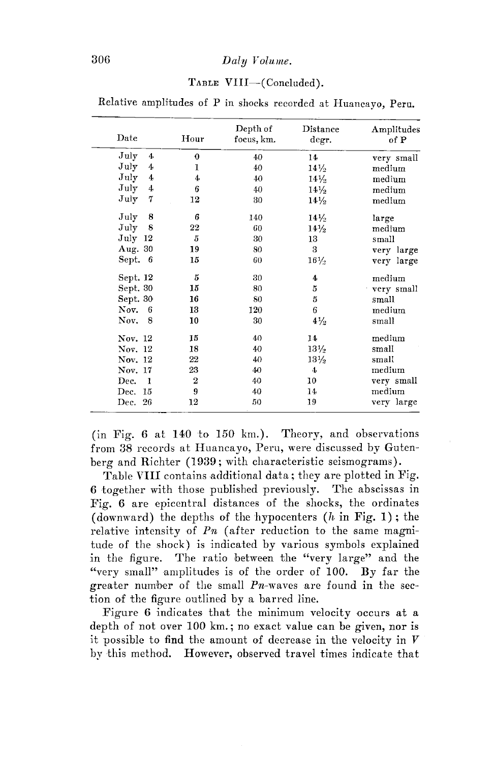TABLE VIII—(Concluded).

Relative amplitudes of P in shocks recorded at Huancayo, Peru.

| Date | Hour | Depth of focus, km. | Distance degr. | Amplitudes of P |
|---|---|---|---|---|
| July 4 | 0 | 40 | 14 | very small |
| July 4 | 1 | 40 | 14½ | medium |
| July 4 | 4 | 40 | 14½ | medium |
| July 4 | 6 | 40 | 14½ | medium |
| July 7 | 12 | 30 | 14½ | medium |
| July 8 | 6 | 140 | 14½ | large |
| July 8 | 22 | 60 | 14½ | medium |
| July 12 | 5 | 30 | 13 | small |
| Aug. 30 | 19 | 80 | 3 | very large |
| Sept. 6 | 15 | 60 | 16½ | very large |
| Sept. 12 | 5 | 30 | 4 | medium |
| Sept. 30 | 15 | 80 | 5 | very small |
| Sept. 30 | 16 | 80 | 5 | small |
| Nov. 6 | 13 | 120 | 6 | medium |
| Nov. 8 | 10 | 30 | 4½ | small |
| Nov. 12 | 15 | 40 | 14 | medium |
| Nov. 12 | 18 | 40 | 13½ | small |
| Nov. 12 | 22 | 40 | 13½ | small |
| Nov. 17 | 23 | 40 | 4 | medium |
| Dec. 1 | 2 | 40 | 10 | very small |
| Dec. 15 | 9 | 40 | 14 | medium |
| Dec. 26 | 12 | 50 | 19 | very large |

(in Fig. 6 at 140 to 150 km.). Theory, and observations from 38 records at Huancayo, Peru, were discussed by Gutenberg and Richter (1939; with characteristic seismograms).

Table VIII contains additional data; they are plotted in Fig. 6 together with those published previously. The abscissas in Fig. 6 are epicentral distances of the shocks, the ordinates (downward) the depths of the hypocenters ($h$ in Fig. 1); the relative intensity of $Pn$ (after reduction to the same magnitude of the shock) is indicated by various symbols explained in the figure. The ratio between the "very large" and the "very small" amplitudes is of the order of 100. By far the greater number of the small $Pn$-waves are found in the section of the figure outlined by a barred line.

Figure 6 indicates that the minimum velocity occurs at a depth of not over 100 km.; no exact value can be given, nor is it possible to find the amount of decrease in the velocity in $V$ by this method. However, observed travel times indicate that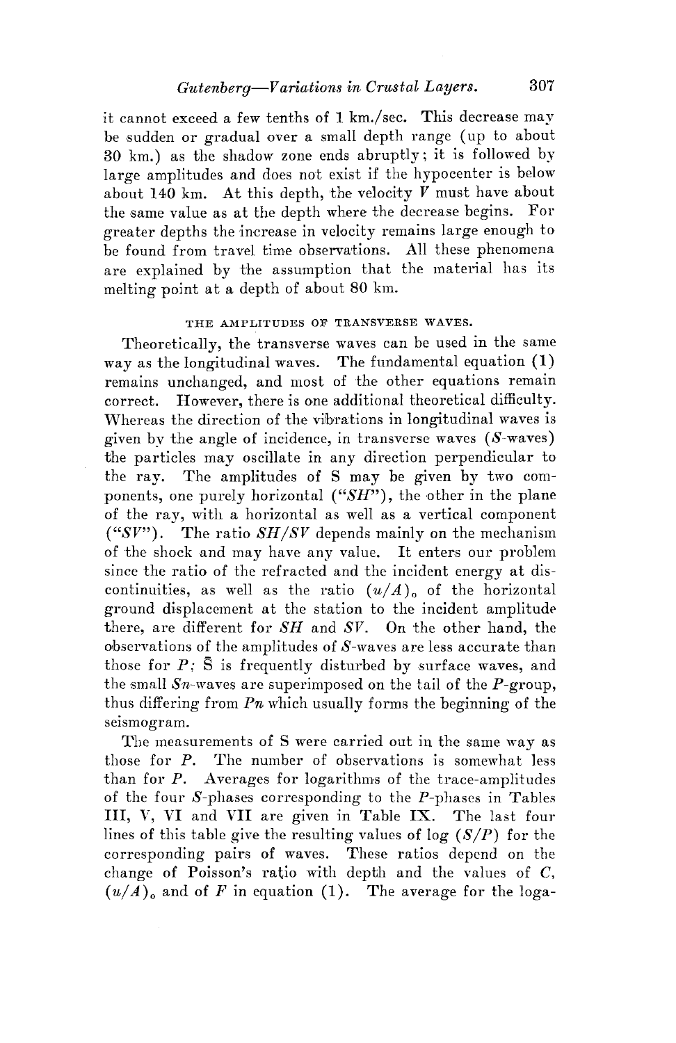it cannot exceed a few tenths of 1 km./sec. This decrease may be sudden or gradual over a small depth range (up to about 30 km.) as the shadow zone ends abruptly; it is followed by large amplitudes and does not exist if the hypocenter is below about 140 km. At this depth, the velocity $V$ must have about the same value as at the depth where the decrease begins. For greater depths the increase in velocity remains large enough to be found from travel time observations. All these phenomena are explained by the assumption that the material has its melting point at a depth of about 80 km.

### THE AMPLITUDES OF TRANSVERSE WAVES.

Theoretically, the transverse waves can be used in the same way as the longitudinal waves. The fundamental equation (1) remains unchanged, and most of the other equations remain correct. However, there is one additional theoretical difficulty. Whereas the direction of the vibrations in longitudinal waves is given by the angle of incidence, in transverse waves ($S$-waves) the particles may oscillate in any direction perpendicular to the ray. The amplitudes of S may be given by two components, one purely horizontal ("$SH$"), the other in the plane of the ray, with a horizontal as well as a vertical component ("$SV$"). The ratio $SH/SV$ depends mainly on the mechanism of the shock and may have any value. It enters our problem since the ratio of the refracted and the incident energy at discontinuities, as well as the ratio $(u/A)_0$ of the horizontal ground displacement at the station to the incident amplitude there, are different for $SH$ and $SV$. On the other hand, the observations of the amplitudes of $S$-waves are less accurate than those for $P$; $\bar{S}$ is frequently disturbed by surface waves, and the small $Sn$-waves are superimposed on the tail of the $P$-group, thus differing from $Pn$ which usually forms the beginning of the seismogram.

The measurements of S were carried out in the same way as those for $P$. The number of observations is somewhat less than for $P$. Averages for logarithms of the trace-amplitudes of the four $S$-phases corresponding to the $P$-phases in Tables III, V, VI and VII are given in Table IX. The last four lines of this table give the resulting values of log $(S/P)$ for the corresponding pairs of waves. These ratios depend on the change of Poisson's ratio with depth and the values of $C$, $(u/A)_0$ and of $F$ in equation (1). The average for the loga-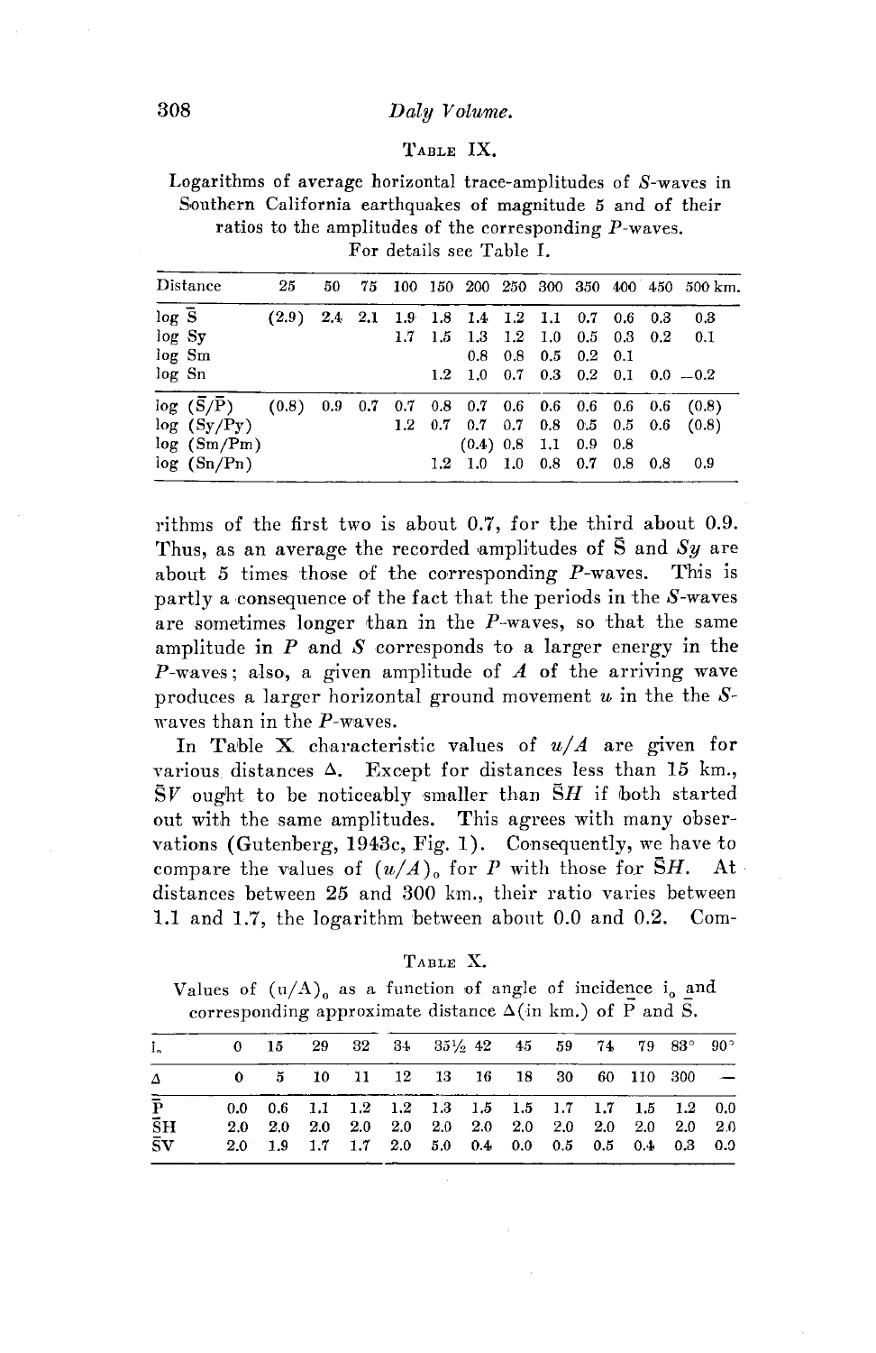TABLE IX.

Logarithms of average horizontal trace-amplitudes of $S$-waves in Southern California earthquakes of magnitude 5 and of their ratios to the amplitudes of the corresponding $P$-waves.
For details see Table I.

| Distance | 25 | 50 | 75 | 100 | 150 | 200 | 250 | 300 | 350 | 400 | 450 | 500 km. |
|---|---|---|---|---|---|---|---|---|---|---|---|---|
| log $\bar{S}$ | (2.9) | 2.4 | 2.1 | 1.9 | 1.8 | 1.4 | 1.2 | 1.1 | 0.7 | 0.6 | 0.3 | 0.3 |
| log Sy | | | | 1.7 | 1.5 | 1.3 | 1.2 | 1.0 | 0.5 | 0.3 | 0.2 | 0.1 |
| log Sm | | | | | | 0.8 | 0.8 | 0.5 | 0.2 | 0.1 | | |
| log Sn | | | | | 1.2 | 1.0 | 0.7 | 0.3 | 0.2 | 0.1 | 0.0 | −0.2 |
| log ($\bar{S}$/$\bar{P}$) | (0.8) | 0.9 | 0.7 | 0.7 | 0.8 | 0.7 | 0.6 | 0.6 | 0.6 | 0.6 | 0.6 | (0.8) |
| log (Sy/Py) | | | | 1.2 | 0.7 | 0.7 | 0.7 | 0.8 | 0.5 | 0.5 | 0.6 | (0.8) |
| log (Sm/Pm) | | | | | | (0.4) | 0.8 | 1.1 | 0.9 | 0.8 | | |
| log (Sn/Pn) | | | | | 1.2 | 1.0 | 1.0 | 0.8 | 0.7 | 0.8 | 0.8 | 0.9 |

rithms of the first two is about 0.7, for the third about 0.9. Thus, as an average the recorded amplitudes of $\bar{S}$ and $Sy$ are about 5 times those of the corresponding $P$-waves. This is partly a consequence of the fact that the periods in the $S$-waves are sometimes longer than in the $P$-waves, so that the same amplitude in $P$ and $S$ corresponds to a larger energy in the $P$-waves; also, a given amplitude of $A$ of the arriving wave produces a larger horizontal ground movement $u$ in the the $S$-waves than in the $P$-waves.

In Table X characteristic values of $u/A$ are given for various distances $\Delta$. Except for distances less than 15 km., $\bar{S}V$ ought to be noticeably smaller than $\bar{S}H$ if both started out with the same amplitudes. This agrees with many observations (Gutenberg, 1943c, Fig. 1). Consequently, we have to compare the values of $(u/A)_0$ for $P$ with those for $\bar{S}H$. At distances between 25 and 300 km., their ratio varies between 1.1 and 1.7, the logarithm between about 0.0 and 0.2. Com-

TABLE X.

Values of $(u/A)_0$ as a function of angle of incidence $i_0$ and corresponding approximate distance $\Delta$(in km.) of $\bar{P}$ and $\bar{S}$.

| $i_0$ | 0 | 15 | 29 | 32 | 34 | 35½ | 42 | 45 | 59 | 74 | 79 | 83° | 90° |
|---|---|---|---|---|---|---|---|---|---|---|---|---|---|
| $\Delta$ | 0 | 5 | 10 | 11 | 12 | 13 | 16 | 18 | 30 | 60 | 110 | 300 | — |
| $\bar{P}$ | 0.0 | 0.6 | 1.1 | 1.2 | 1.2 | 1.3 | 1.5 | 1.5 | 1.7 | 1.7 | 1.5 | 1.2 | 0.0 |
| $\bar{S}$H | 2.0 | 2.0 | 2.0 | 2.0 | 2.0 | 2.0 | 2.0 | 2.0 | 2.0 | 2.0 | 2.0 | 2.0 | 2.0 |
| $\bar{S}$V | 2.0 | 1.9 | 1.7 | 1.7 | 2.0 | 5.0 | 0.4 | 0.0 | 0.5 | 0.5 | 0.4 | 0.3 | 0.0 |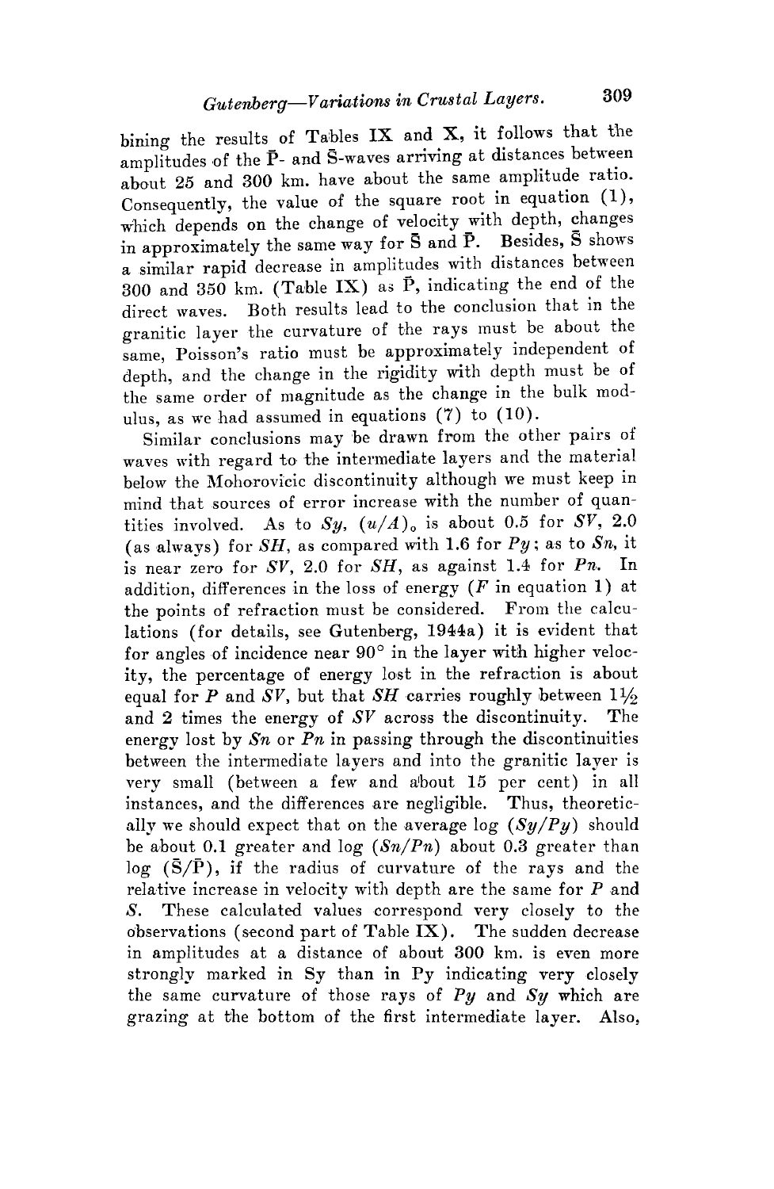bining the results of Tables IX and X, it follows that the amplitudes of the $\bar{P}$- and $\bar{S}$-waves arriving at distances between about 25 and 300 km. have about the same amplitude ratio. Consequently, the value of the square root in equation (1), which depends on the change of velocity with depth, changes in approximately the same way for $\bar{S}$ and $\bar{P}$. Besides, $\bar{S}$ shows a similar rapid decrease in amplitudes with distances between 300 and 350 km. (Table IX) as $\bar{P}$, indicating the end of the direct waves. Both results lead to the conclusion that in the granitic layer the curvature of the rays must be about the same, Poisson's ratio must be approximately independent of depth, and the change in the rigidity with depth must be of the same order of magnitude as the change in the bulk modulus, as we had assumed in equations (7) to (10).

Similar conclusions may be drawn from the other pairs of waves with regard to the intermediate layers and the material below the Mohorovicic discontinuity although we must keep in mind that sources of error increase with the number of quantities involved. As to *Sy*, $(u/A)_0$ is about 0.5 for *SV*, 2.0 (as always) for *SH*, as compared with 1.6 for *Py*; as to *Sn*, it is near zero for *SV*, 2.0 for *SH*, as against 1.4 for *Pn*. In addition, differences in the loss of energy (*F* in equation 1) at the points of refraction must be considered. From the calculations (for details, see Gutenberg, 1944a) it is evident that for angles of incidence near 90° in the layer with higher velocity, the percentage of energy lost in the refraction is about equal for *P* and *SV*, but that *SH* carries roughly between 1½ and 2 times the energy of *SV* across the discontinuity. The energy lost by *Sn* or *Pn* in passing through the discontinuities between the intermediate layers and into the granitic layer is very small (between a few and about 15 per cent) in all instances, and the differences are negligible. Thus, theoretically we should expect that on the average log $(Sy/Py)$ should be about 0.1 greater and log $(Sn/Pn)$ about 0.3 greater than log $(\bar{S}/\bar{P})$, if the radius of curvature of the rays and the relative increase in velocity with depth are the same for *P* and *S*. These calculated values correspond very closely to the observations (second part of Table IX). The sudden decrease in amplitudes at a distance of about 300 km. is even more strongly marked in Sy than in Py indicating very closely the same curvature of those rays of *Py* and *Sy* which are grazing at the bottom of the first intermediate layer. Also,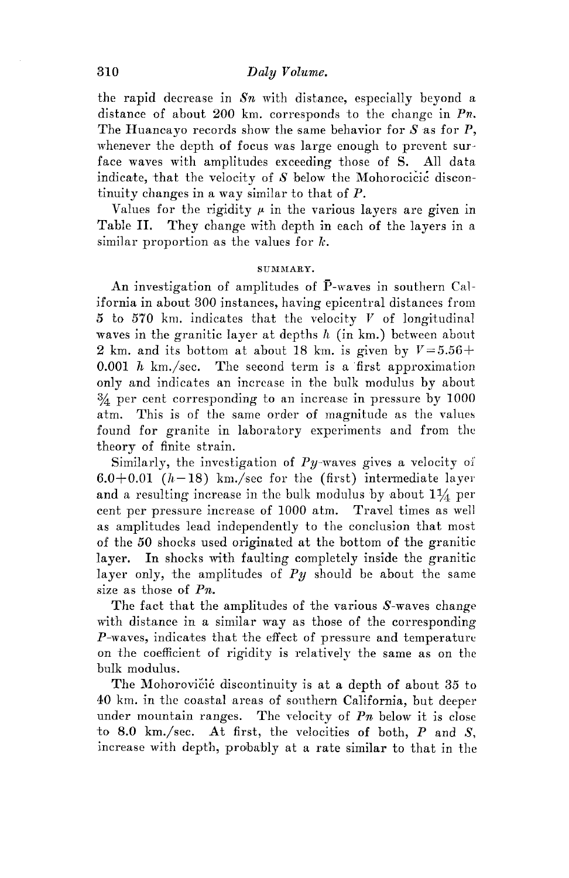the rapid decrease in *Sn* with distance, especially beyond a distance of about 200 km. corresponds to the change in *Pn*. The Huancayo records show the same behavior for *S* as for *P*, whenever the depth of focus was large enough to prevent surface waves with amplitudes exceeding those of S. All data indicate, that the velocity of *S* below the Mohorocičić discontinuity changes in a way similar to that of *P*.

Values for the rigidity $\mu$ in the various layers are given in Table II. They change with depth in each of the layers in a similar proportion as the values for $k$.

## SUMMARY.

An investigation of amplitudes of $\bar{P}$-waves in southern California in about 300 instances, having epicentral distances from 5 to 570 km. indicates that the velocity $V$ of longitudinal waves in the granitic layer at depths $h$ (in km.) between about 2 km. and its bottom at about 18 km. is given by $V = 5.56 + 0.001\ h$ km./sec. The second term is a first approximation only and indicates an increase in the bulk modulus by about $\frac{3}{4}$ per cent corresponding to an increase in pressure by 1000 atm. This is of the same order of magnitude as the values found for granite in laboratory experiments and from the theory of finite strain.

Similarly, the investigation of *Py*-waves gives a velocity of $6.0 + 0.01\ (h - 18)$ km./sec for the (first) intermediate layer and a resulting increase in the bulk modulus by about $1\frac{1}{4}$ per cent per pressure increase of 1000 atm. Travel times as well as amplitudes lead independently to the conclusion that most of the 50 shocks used originated at the bottom of the granitic layer. In shocks with faulting completely inside the granitic layer only, the amplitudes of *Py* should be about the same size as those of *Pn*.

The fact that the amplitudes of the various *S*-waves change with distance in a similar way as those of the corresponding *P*-waves, indicates that the effect of pressure and temperature on the coefficient of rigidity is relatively the same as on the bulk modulus.

The Mohorovičić discontinuity is at a depth of about 35 to 40 km. in the coastal areas of southern California, but deeper under mountain ranges. The velocity of *Pn* below it is close to 8.0 km./sec. At first, the velocities of both, *P* and *S*, increase with depth, probably at a rate similar to that in the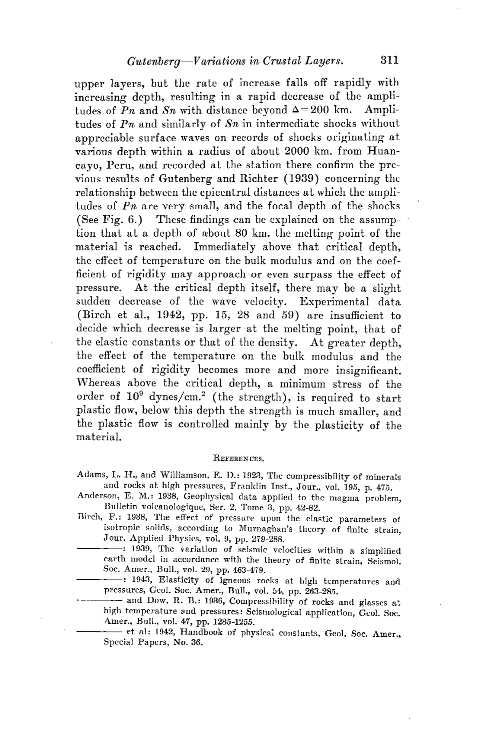upper layers, but the rate of increase falls off rapidly with increasing depth, resulting in a rapid decrease of the amplitudes of *Pn* and *Sn* with distance beyond $\Delta = 200$ km. Amplitudes of *Pn* and similarly of *Sn* in intermediate shocks without appreciable surface waves on records of shocks originating at various depth within a radius of about 2000 km. from Huancayo, Peru, and recorded at the station there confirm the previous results of Gutenberg and Richter (1939) concerning the relationship between the epicentral distances at which the amplitudes of *Pn* are very small, and the focal depth of the shocks (See Fig. 6.) These findings can be explained on the assumption that at a depth of about 80 km. the melting point of the material is reached. Immediately above that critical depth, the effect of temperature on the bulk modulus and on the coefficient of rigidity may approach or even surpass the effect of pressure. At the critical depth itself, there may be a slight sudden decrease of the wave velocity. Experimental data (Birch et al., 1942, pp. 15, 28 and 59) are insufficient to decide which decrease is larger at the melting point, that of the elastic constants or that of the density. At greater depth, the effect of the temperature on the bulk modulus and the coefficient of rigidity becomes more and more insignificant. Whereas above the critical depth, a minimum stress of the order of $10^9$ dynes/cm.$^2$ (the strength), is required to start plastic flow, below this depth the strength is much smaller, and the plastic flow is controlled mainly by the plasticity of the material.

## REFERENCES.

Adams, L. H., and Williamson, E. D.: 1923, The compressibility of minerals and rocks at high pressures, Franklin Inst., Jour., vol. 195, p. 475.

Anderson, E. M.: 1938, Geophysical data applied to the magma problem, Bulletin volcanologique, Ser. 2, Tome 3, pp. 42-82.

Birch, F.: 1938, The effect of pressure upon the elastic parameters of isotropic solids, according to Murnaghan's theory of finite strain, Jour. Applied Physics, vol. 9, pp. 279-288.

————: 1939, The variation of seismic velocities within a simplified earth model in accordance with the theory of finite strain, Seismol. Soc. Amer., Bull., vol. 29, pp. 463-479.

————: 1943, Elasticity of igneous rocks at high temperatures and pressures, Geol. Soc. Amer., Bull., vol. 54, pp. 263-285.

———— and Dow, R. B.: 1936, Compressibility of rocks and glasses at high temperature and pressures: Seismological application, Geol. Soc. Amer., Bull., vol. 47, pp. 1235-1255.

———— et al: 1942, Handbook of physical constants, Geol. Soc. Amer., Special Papers, No. 36.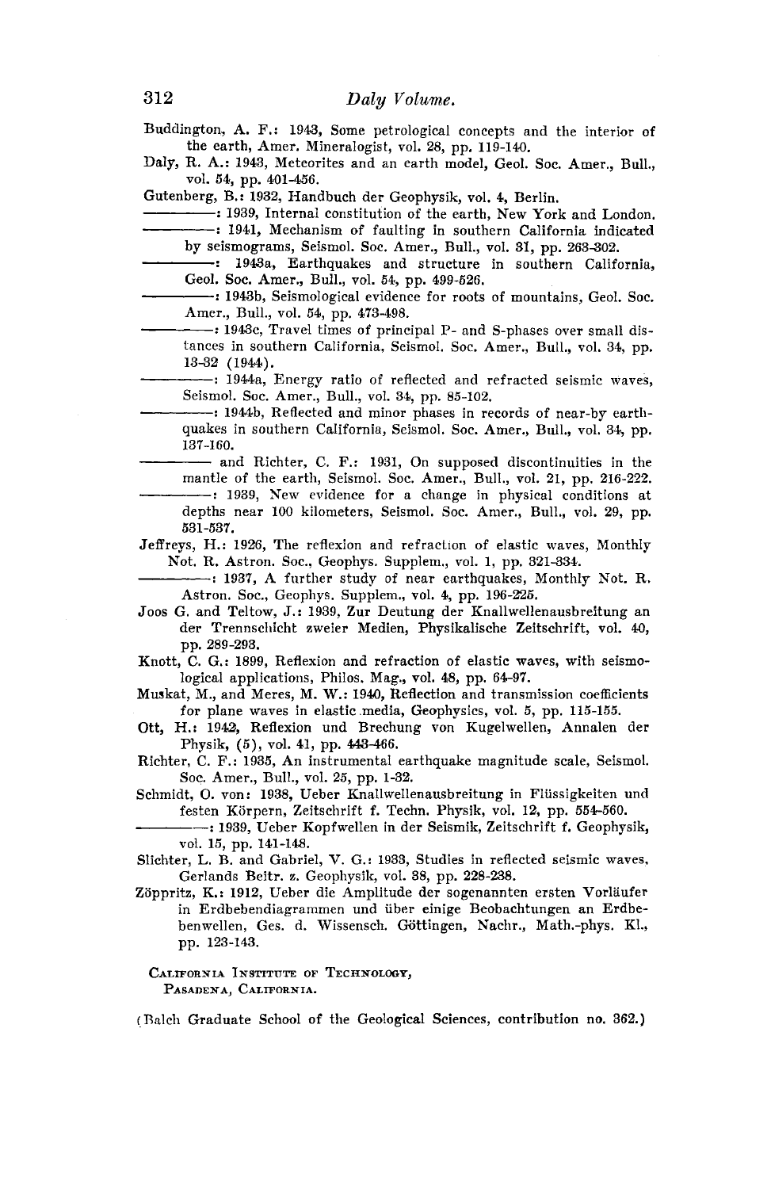Buddington, A. F.: 1943, Some petrological concepts and the interior of the earth, Amer. Mineralogist, vol. 28, pp. 119-140.

Daly, R. A.: 1943, Meteorites and an earth model, Geol. Soc. Amer., Bull., vol. 54, pp. 401-456.

Gutenberg, B.: 1932, Handbuch der Geophysik, vol. 4, Berlin.

————: 1939, Internal constitution of the earth, New York and London.

————: 1941, Mechanism of faulting in southern California indicated by seismograms, Seismol. Soc. Amer., Bull., vol. 31, pp. 263-302.

————: 1943a, Earthquakes and structure in southern California, Geol. Soc. Amer., Bull., vol. 54, pp. 499-526.

————: 1943b, Seismological evidence for roots of mountains, Geol. Soc. Amer., Bull., vol. 54, pp. 473-498.

————: 1943c, Travel times of principal P- and S-phases over small distances in southern California, Seismol. Soc. Amer., Bull., vol. 34, pp. 13-32 (1944).

————: 1944a, Energy ratio of reflected and refracted seismic waves, Seismol. Soc. Amer., Bull., vol. 34, pp. 85-102.

————: 1944b, Reflected and minor phases in records of near-by earthquakes in southern California, Seismol. Soc. Amer., Bull., vol. 34, pp. 137-160.

———— and Richter, C. F.: 1931, On supposed discontinuities in the mantle of the earth, Seismol. Soc. Amer., Bull., vol. 21, pp. 216-222.

————: 1939, New evidence for a change in physical conditions at depths near 100 kilometers, Seismol. Soc. Amer., Bull., vol. 29, pp. 531-537.

Jeffreys, H.: 1926, The reflexion and refraction of elastic waves, Monthly Not. R. Astron. Soc., Geophys. Supplem., vol. 1, pp. 321-334.

————: 1937, A further study of near earthquakes, Monthly Not. R. Astron. Soc., Geophys. Supplem., vol. 4, pp. 196-225.

Joos G. and Teltow, J.: 1939, Zur Deutung der Knallwellenausbreitung an der Trennschicht zweier Medien, Physikalische Zeitschrift, vol. 40, pp. 289-293.

Knott, C. G.: 1899, Reflexion and refraction of elastic waves, with seismological applications, Philos. Mag., vol. 48, pp. 64-97.

Muskat, M., and Meres, M. W.: 1940, Reflection and transmission coefficients for plane waves in elastic media, Geophysics, vol. 5, pp. 115-155.

Ott, H.: 1942, Reflexion und Brechung von Kugelwellen, Annalen der Physik, (5), vol. 41, pp. 443-466.

Richter, C. F.: 1935, An instrumental earthquake magnitude scale, Seismol. Soc. Amer., Bull., vol. 25, pp. 1-32.

Schmidt, O. von: 1938, Ueber Knallwellenausbreitung in Flüssigkeiten und festen Körpern, Zeitschrift f. Techn. Physik, vol. 12, pp. 554-560.

————: 1939, Ueber Kopfwellen in der Seismik, Zeitschrift f. Geophysik, vol. 15, pp. 141-148.

Slichter, L. B. and Gabriel, V. G.: 1933, Studies in reflected seismic waves, Gerlands Beitr. z. Geophysik, vol. 38, pp. 228-238.

Zöppritz, K.: 1912, Ueber die Amplitude der sogenannten ersten Vorläufer in Erdbebendiagrammen und über einige Beobachtungen an Erdbebenwellen, Ges. d. Wissensch. Göttingen, Nachr., Math.-phys. Kl., pp. 123-143.

California Institute of Technology,
Pasadena, California.

(Balch Graduate School of the Geological Sciences, contribution no. 362.)